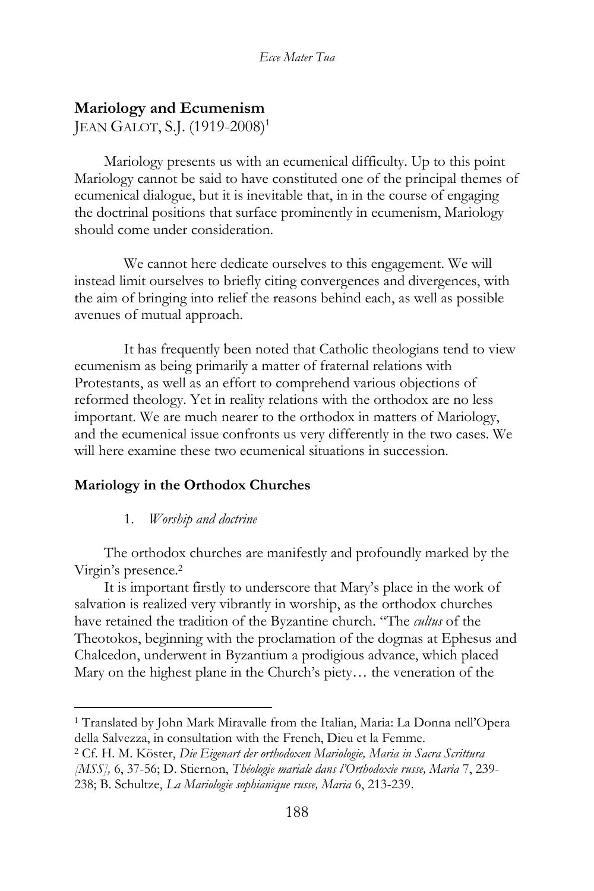## Mariology and Ecumenism

JEAN GALOT, S.J. (1919-2008)[1]

Mariology presents us with an ecumenical difficulty. Up to this point Mariology cannot be said to have constituted one of the principal themes of ecumenical dialogue, but it is inevitable that, in in the course of engaging the doctrinal positions that surface prominently in ecumenism, Mariology should come under consideration.

We cannot here dedicate ourselves to this engagement. We will instead limit ourselves to briefly citing convergences and divergences, with the aim of bringing into relief the reasons behind each, as well as possible avenues of mutual approach.

It has frequently been noted that Catholic theologians tend to view ecumenism as being primarily a matter of fraternal relations with Protestants, as well as an effort to comprehend various objections of reformed theology. Yet in reality relations with the orthodox are no less important. We are much nearer to the orthodox in matters of Mariology, and the ecumenical issue confronts us very differently in the two cases. We will here examine these two ecumenical situations in succession.

### Mariology in the Orthodox Churches

1. *Worship and doctrine*

The orthodox churches are manifestly and profoundly marked by the Virgin's presence.[2]

It is important firstly to underscore that Mary's place in the work of salvation is realized very vibrantly in worship, as the orthodox churches have retained the tradition of the Byzantine church. "The *cultus* of the Theotokos, beginning with the proclamation of the dogmas at Ephesus and Chalcedon, underwent in Byzantium a prodigious advance, which placed Mary on the highest plane in the Church's piety… the veneration of the

---

[1] Translated by John Mark Miravalle from the Italian, Maria: La Donna nell'Opera della Salvezza, in consultation with the French, Dieu et la Femme.

[2] Cf. H. M. Köster, *Die Eigenart der orthodoxen Mariologie, Maria in Sacra Scrittura [MSS],* 6, 37-56; D. Stiernon, *Théologie mariale dans l'Orthodoxie russe, Maria* 7, 239-238; B. Schultze, *La Mariologie sophianique russe, Maria* 6, 213-239.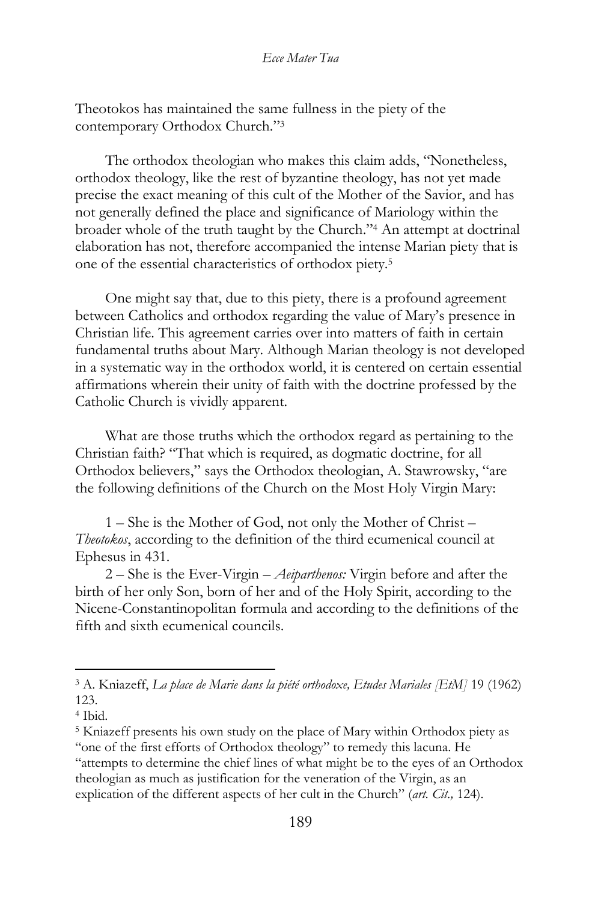Theotokos has maintained the same fullness in the piety of the contemporary Orthodox Church."[3]

The orthodox theologian who makes this claim adds, "Nonetheless, orthodox theology, like the rest of byzantine theology, has not yet made precise the exact meaning of this cult of the Mother of the Savior, and has not generally defined the place and significance of Mariology within the broader whole of the truth taught by the Church."[4] An attempt at doctrinal elaboration has not, therefore accompanied the intense Marian piety that is one of the essential characteristics of orthodox piety.[5]

One might say that, due to this piety, there is a profound agreement between Catholics and orthodox regarding the value of Mary's presence in Christian life. This agreement carries over into matters of faith in certain fundamental truths about Mary. Although Marian theology is not developed in a systematic way in the orthodox world, it is centered on certain essential affirmations wherein their unity of faith with the doctrine professed by the Catholic Church is vividly apparent.

What are those truths which the orthodox regard as pertaining to the Christian faith? "That which is required, as dogmatic doctrine, for all Orthodox believers," says the Orthodox theologian, A. Stawrowsky, "are the following definitions of the Church on the Most Holy Virgin Mary:

1 – She is the Mother of God, not only the Mother of Christ – *Theotokos*, according to the definition of the third ecumenical council at Ephesus in 431.

2 – She is the Ever-Virgin – *Aeiparthenos:* Virgin before and after the birth of her only Son, born of her and of the Holy Spirit, according to the Nicene-Constantinopolitan formula and according to the definitions of the fifth and sixth ecumenical councils.

---

[3] A. Kniazeff, *La place de Marie dans la piété orthodoxe, Etudes Mariales [EtM]* 19 (1962) 123.

[4] Ibid.

[5] Kniazeff presents his own study on the place of Mary within Orthodox piety as "one of the first efforts of Orthodox theology" to remedy this lacuna. He "attempts to determine the chief lines of what might be to the eyes of an Orthodox theologian as much as justification for the veneration of the Virgin, as an explication of the different aspects of her cult in the Church" (*art. Cit.,* 124).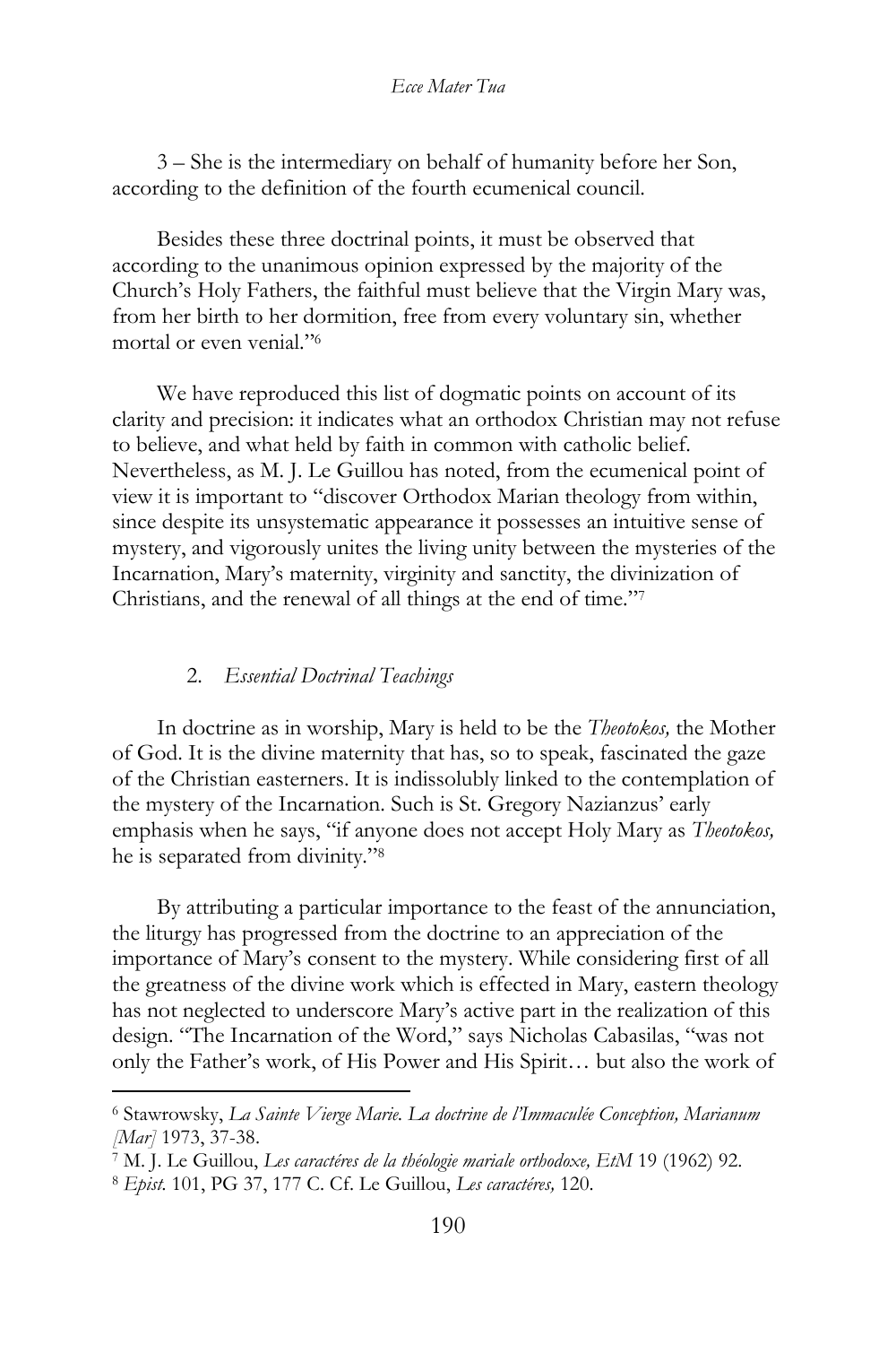3 – She is the intermediary on behalf of humanity before her Son, according to the definition of the fourth ecumenical council.

Besides these three doctrinal points, it must be observed that according to the unanimous opinion expressed by the majority of the Church's Holy Fathers, the faithful must believe that the Virgin Mary was, from her birth to her dormition, free from every voluntary sin, whether mortal or even venial."[6]

We have reproduced this list of dogmatic points on account of its clarity and precision: it indicates what an orthodox Christian may not refuse to believe, and what held by faith in common with catholic belief. Nevertheless, as M. J. Le Guillou has noted, from the ecumenical point of view it is important to "discover Orthodox Marian theology from within, since despite its unsystematic appearance it possesses an intuitive sense of mystery, and vigorously unites the living unity between the mysteries of the Incarnation, Mary's maternity, virginity and sanctity, the divinization of Christians, and the renewal of all things at the end of time."[7]

## 2. *Essential Doctrinal Teachings*

In doctrine as in worship, Mary is held to be the *Theotokos,* the Mother of God. It is the divine maternity that has, so to speak, fascinated the gaze of the Christian easterners. It is indissolubly linked to the contemplation of the mystery of the Incarnation. Such is St. Gregory Nazianzus' early emphasis when he says, "if anyone does not accept Holy Mary as *Theotokos,* he is separated from divinity."[8]

By attributing a particular importance to the feast of the annunciation, the liturgy has progressed from the doctrine to an appreciation of the importance of Mary's consent to the mystery. While considering first of all the greatness of the divine work which is effected in Mary, eastern theology has not neglected to underscore Mary's active part in the realization of this design. "The Incarnation of the Word," says Nicholas Cabasilas, "was not only the Father's work, of His Power and His Spirit… but also the work of

---

[6] Stawrowsky, *La Sainte Vierge Marie. La doctrine de l'Immaculée Conception, Marianum [Mar]* 1973, 37-38.

[7] M. J. Le Guillou, *Les caractéres de la théologie mariale orthodoxe, EtM* 19 (1962) 92.

[8] *Epist.* 101, PG 37, 177 C. Cf. Le Guillou, *Les caractéres,* 120.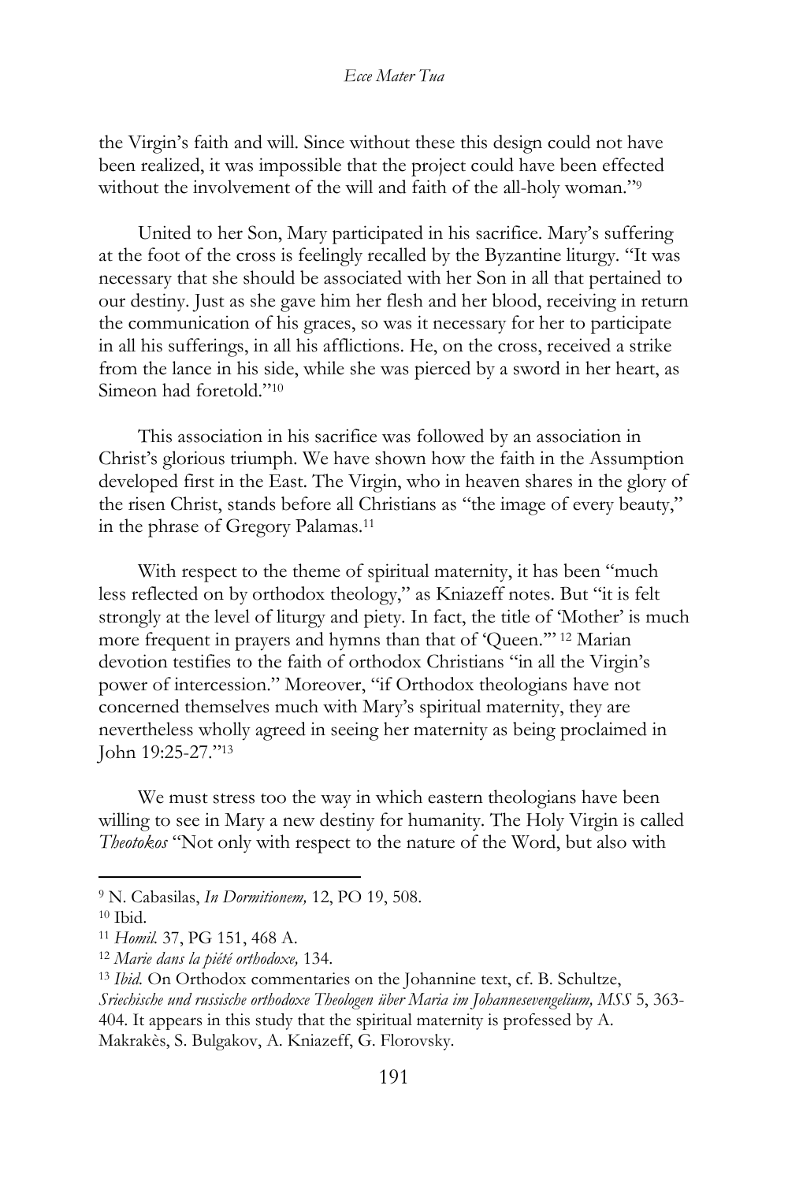the Virgin's faith and will. Since without these this design could not have been realized, it was impossible that the project could have been effected without the involvement of the will and faith of the all-holy woman."[9]

United to her Son, Mary participated in his sacrifice. Mary's suffering at the foot of the cross is feelingly recalled by the Byzantine liturgy. "It was necessary that she should be associated with her Son in all that pertained to our destiny. Just as she gave him her flesh and her blood, receiving in return the communication of his graces, so was it necessary for her to participate in all his sufferings, in all his afflictions. He, on the cross, received a strike from the lance in his side, while she was pierced by a sword in her heart, as Simeon had foretold."[10]

This association in his sacrifice was followed by an association in Christ's glorious triumph. We have shown how the faith in the Assumption developed first in the East. The Virgin, who in heaven shares in the glory of the risen Christ, stands before all Christians as "the image of every beauty," in the phrase of Gregory Palamas.[11]

With respect to the theme of spiritual maternity, it has been "much less reflected on by orthodox theology," as Kniazeff notes. But "it is felt strongly at the level of liturgy and piety. In fact, the title of 'Mother' is much more frequent in prayers and hymns than that of 'Queen.'"[12] Marian devotion testifies to the faith of orthodox Christians "in all the Virgin's power of intercession." Moreover, "if Orthodox theologians have not concerned themselves much with Mary's spiritual maternity, they are nevertheless wholly agreed in seeing her maternity as being proclaimed in John 19:25-27."[13]

We must stress too the way in which eastern theologians have been willing to see in Mary a new destiny for humanity. The Holy Virgin is called *Theotokos* "Not only with respect to the nature of the Word, but also with

---

[9] N. Cabasilas, *In Dormitionem,* 12, PO 19, 508.

[10] Ibid.

[11] *Homil.* 37, PG 151, 468 A.

[12] *Marie dans la piété orthodoxe,* 134.

[13] *Ibid.* On Orthodox commentaries on the Johannine text, cf. B. Schultze, *Sriechische und russische orthodoxe Theologen über Maria im Johannesevengelium, MSS* 5, 363-404. It appears in this study that the spiritual maternity is professed by A. Makrakès, S. Bulgakov, A. Kniazeff, G. Florovsky.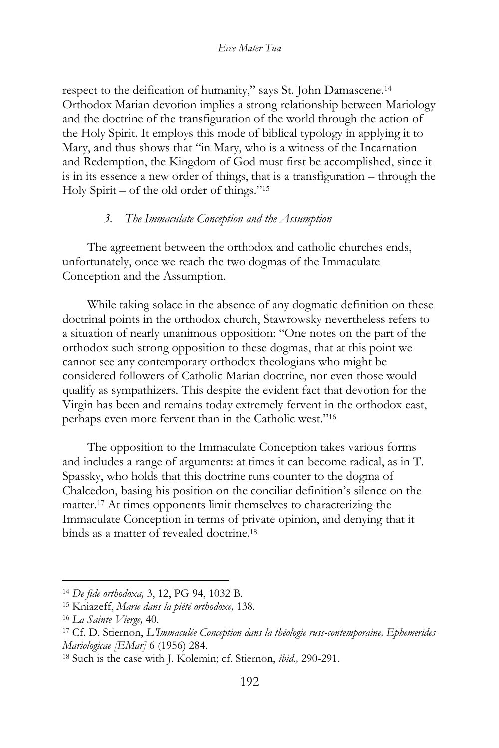respect to the deification of humanity," says St. John Damascene.[14] Orthodox Marian devotion implies a strong relationship between Mariology and the doctrine of the transfiguration of the world through the action of the Holy Spirit. It employs this mode of biblical typology in applying it to Mary, and thus shows that "in Mary, who is a witness of the Incarnation and Redemption, the Kingdom of God must first be accomplished, since it is in its essence a new order of things, that is a transfiguration – through the Holy Spirit – of the old order of things."[15]

### *3. The Immaculate Conception and the Assumption*

The agreement between the orthodox and catholic churches ends, unfortunately, once we reach the two dogmas of the Immaculate Conception and the Assumption.

While taking solace in the absence of any dogmatic definition on these doctrinal points in the orthodox church, Stawrowsky nevertheless refers to a situation of nearly unanimous opposition: "One notes on the part of the orthodox such strong opposition to these dogmas, that at this point we cannot see any contemporary orthodox theologians who might be considered followers of Catholic Marian doctrine, nor even those would qualify as sympathizers. This despite the evident fact that devotion for the Virgin has been and remains today extremely fervent in the orthodox east, perhaps even more fervent than in the Catholic west."[16]

The opposition to the Immaculate Conception takes various forms and includes a range of arguments: at times it can become radical, as in T. Spassky, who holds that this doctrine runs counter to the dogma of Chalcedon, basing his position on the conciliar definition's silence on the matter.[17] At times opponents limit themselves to characterizing the Immaculate Conception in terms of private opinion, and denying that it binds as a matter of revealed doctrine.[18]

---

[14] *De fide orthodoxa,* 3, 12, PG 94, 1032 B.

[15] Kniazeff, *Marie dans la piété orthodoxe,* 138.

[16] *La Sainte Vierge,* 40.

[17] Cf. D. Stiernon, *L'Immaculée Conception dans la théologie russ-contemporaine, Ephemerides Mariologicae [EMar]* 6 (1956) 284.

[18] Such is the case with J. Kolemin; cf. Stiernon, *ibid.,* 290-291.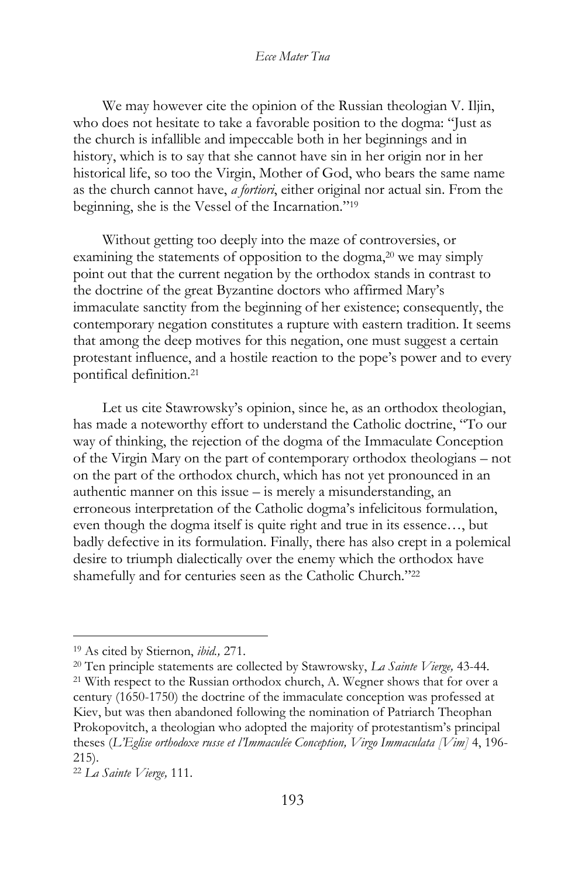We may however cite the opinion of the Russian theologian V. Iljin, who does not hesitate to take a favorable position to the dogma: "Just as the church is infallible and impeccable both in her beginnings and in history, which is to say that she cannot have sin in her origin nor in her historical life, so too the Virgin, Mother of God, who bears the same name as the church cannot have, *a fortiori*, either original nor actual sin. From the beginning, she is the Vessel of the Incarnation."[19]

Without getting too deeply into the maze of controversies, or examining the statements of opposition to the dogma,[20] we may simply point out that the current negation by the orthodox stands in contrast to the doctrine of the great Byzantine doctors who affirmed Mary's immaculate sanctity from the beginning of her existence; consequently, the contemporary negation constitutes a rupture with eastern tradition. It seems that among the deep motives for this negation, one must suggest a certain protestant influence, and a hostile reaction to the pope's power and to every pontifical definition.[21]

Let us cite Stawrowsky's opinion, since he, as an orthodox theologian, has made a noteworthy effort to understand the Catholic doctrine, "To our way of thinking, the rejection of the dogma of the Immaculate Conception of the Virgin Mary on the part of contemporary orthodox theologians – not on the part of the orthodox church, which has not yet pronounced in an authentic manner on this issue – is merely a misunderstanding, an erroneous interpretation of the Catholic dogma's infelicitous formulation, even though the dogma itself is quite right and true in its essence…, but badly defective in its formulation. Finally, there has also crept in a polemical desire to triumph dialectically over the enemy which the orthodox have shamefully and for centuries seen as the Catholic Church."[22]

---

[19] As cited by Stiernon, *ibid.,* 271.

[20] Ten principle statements are collected by Stawrowsky, *La Sainte Vierge,* 43-44.

[21] With respect to the Russian orthodox church, A. Wegner shows that for over a century (1650-1750) the doctrine of the immaculate conception was professed at Kiev, but was then abandoned following the nomination of Patriarch Theophan Prokopovitch, a theologian who adopted the majority of protestantism's principal theses (*L'Eglise orthodoxe russe et l'Immaculée Conception, Virgo Immaculata [Vim]* 4, 196-215).

[22] *La Sainte Vierge,* 111.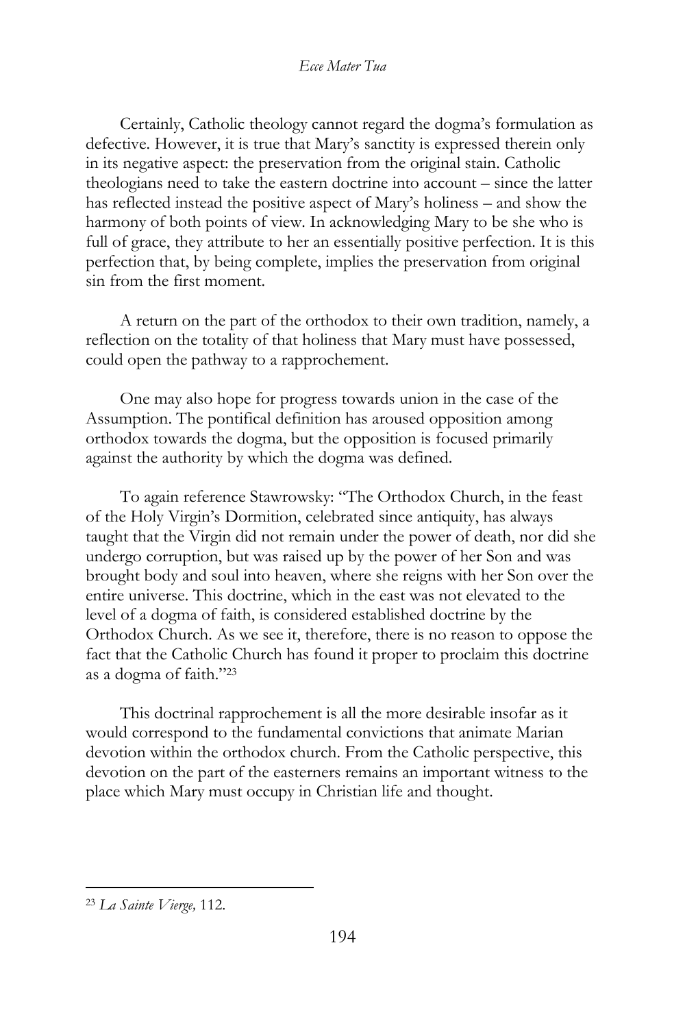Certainly, Catholic theology cannot regard the dogma's formulation as defective. However, it is true that Mary's sanctity is expressed therein only in its negative aspect: the preservation from the original stain. Catholic theologians need to take the eastern doctrine into account – since the latter has reflected instead the positive aspect of Mary's holiness – and show the harmony of both points of view. In acknowledging Mary to be she who is full of grace, they attribute to her an essentially positive perfection. It is this perfection that, by being complete, implies the preservation from original sin from the first moment.

A return on the part of the orthodox to their own tradition, namely, a reflection on the totality of that holiness that Mary must have possessed, could open the pathway to a rapprochement.

One may also hope for progress towards union in the case of the Assumption. The pontifical definition has aroused opposition among orthodox towards the dogma, but the opposition is focused primarily against the authority by which the dogma was defined.

To again reference Stawrowsky: "The Orthodox Church, in the feast of the Holy Virgin's Dormition, celebrated since antiquity, has always taught that the Virgin did not remain under the power of death, nor did she undergo corruption, but was raised up by the power of her Son and was brought body and soul into heaven, where she reigns with her Son over the entire universe. This doctrine, which in the east was not elevated to the level of a dogma of faith, is considered established doctrine by the Orthodox Church. As we see it, therefore, there is no reason to oppose the fact that the Catholic Church has found it proper to proclaim this doctrine as a dogma of faith."[23]

This doctrinal rapprochement is all the more desirable insofar as it would correspond to the fundamental convictions that animate Marian devotion within the orthodox church. From the Catholic perspective, this devotion on the part of the easterners remains an important witness to the place which Mary must occupy in Christian life and thought.

---

[23] *La Sainte Vierge,* 112.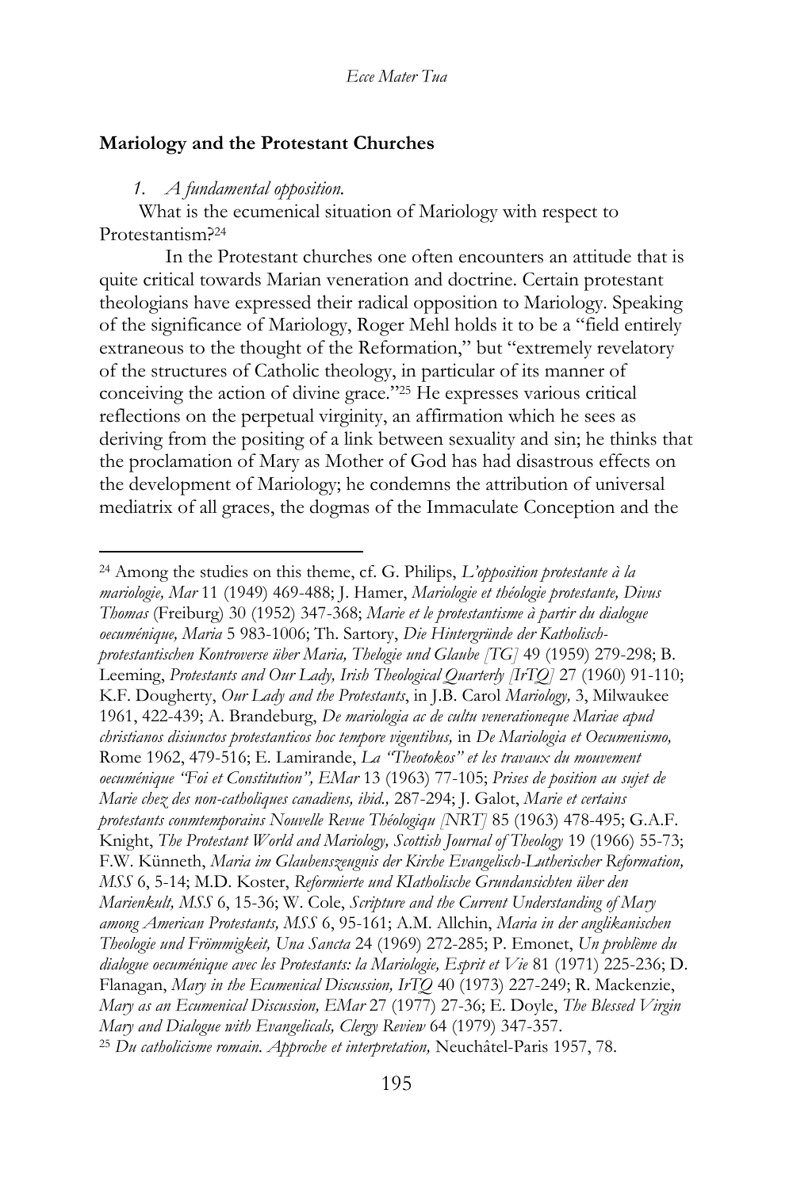## Mariology and the Protestant Churches

*1. A fundamental opposition.*

What is the ecumenical situation of Mariology with respect to Protestantism?[24]

In the Protestant churches one often encounters an attitude that is quite critical towards Marian veneration and doctrine. Certain protestant theologians have expressed their radical opposition to Mariology. Speaking of the significance of Mariology, Roger Mehl holds it to be a "field entirely extraneous to the thought of the Reformation," but "extremely revelatory of the structures of Catholic theology, in particular of its manner of conceiving the action of divine grace."[25] He expresses various critical reflections on the perpetual virginity, an affirmation which he sees as deriving from the positing of a link between sexuality and sin; he thinks that the proclamation of Mary as Mother of God has had disastrous effects on the development of Mariology; he condemns the attribution of universal mediatrix of all graces, the dogmas of the Immaculate Conception and the

---

[24] Among the studies on this theme, cf. G. Philips, *L'opposition protestante à la mariologie, Mar* 11 (1949) 469-488; J. Hamer, *Mariologie et théologie protestante, Divus Thomas* (Freiburg) 30 (1952) 347-368; *Marie et le protestantisme à partir du dialogue oecuménique, Maria* 5 983-1006; Th. Sartory, *Die Hintergründe der Katholisch-protestantischen Kontroverse über Maria, Thelogie und Glaube [TG]* 49 (1959) 279-298; B. Leeming, *Protestants and Our Lady, Irish Theological Quarterly [IrTQ]* 27 (1960) 91-110; K.F. Dougherty, *Our Lady and the Protestants*, in J.B. Carol *Mariology,* 3, Milwaukee 1961, 422-439; A. Brandeburg, *De mariologia ac de cultu venerationeque Mariae apud christianos disiunctos protestanticos hoc tempore vigentibus,* in *De Mariologia et Oecumenismo,* Rome 1962, 479-516; E. Lamirande, *La "Theotokos" et les travaux du mouvement oecuménique "Foi et Constitution", EMar* 13 (1963) 77-105; *Prises de position au sujet de Marie chez des non-catholiques canadiens, ibid.,* 287-294; J. Galot, *Marie et certains protestants conmtemporains Nouvelle Revue Théologiqu [NRT]* 85 (1963) 478-495; G.A.F. Knight, *The Protestant World and Mariology, Scottish Journal of Theology* 19 (1966) 55-73; F.W. Künneth, *Maria im Glaubenszeugnis der Kirche Evangelisch-Lutherischer Reformation, MSS* 6, 5-14; M.D. Koster, *Reformierte und KIatholische Grundansichten über den Marienkult, MSS* 6, 15-36; W. Cole, *Scripture and the Current Understanding of Mary among American Protestants, MSS* 6, 95-161; A.M. Allchin, *Maria in der anglikanischen Theologie und Frömmigkeit, Una Sancta* 24 (1969) 272-285; P. Emonet, *Un problème du dialogue oecuménique avec les Protestants: la Mariologie, Esprit et Vie* 81 (1971) 225-236; D. Flanagan, *Mary in the Ecumenical Discussion, IrTQ* 40 (1973) 227-249; R. Mackenzie, *Mary as an Ecumenical Discussion, EMar* 27 (1977) 27-36; E. Doyle, *The Blessed Virgin Mary and Dialogue with Evangelicals, Clergy Review* 64 (1979) 347-357.

[25] *Du catholicisme romain. Approche et interpretation,* Neuchâtel-Paris 1957, 78.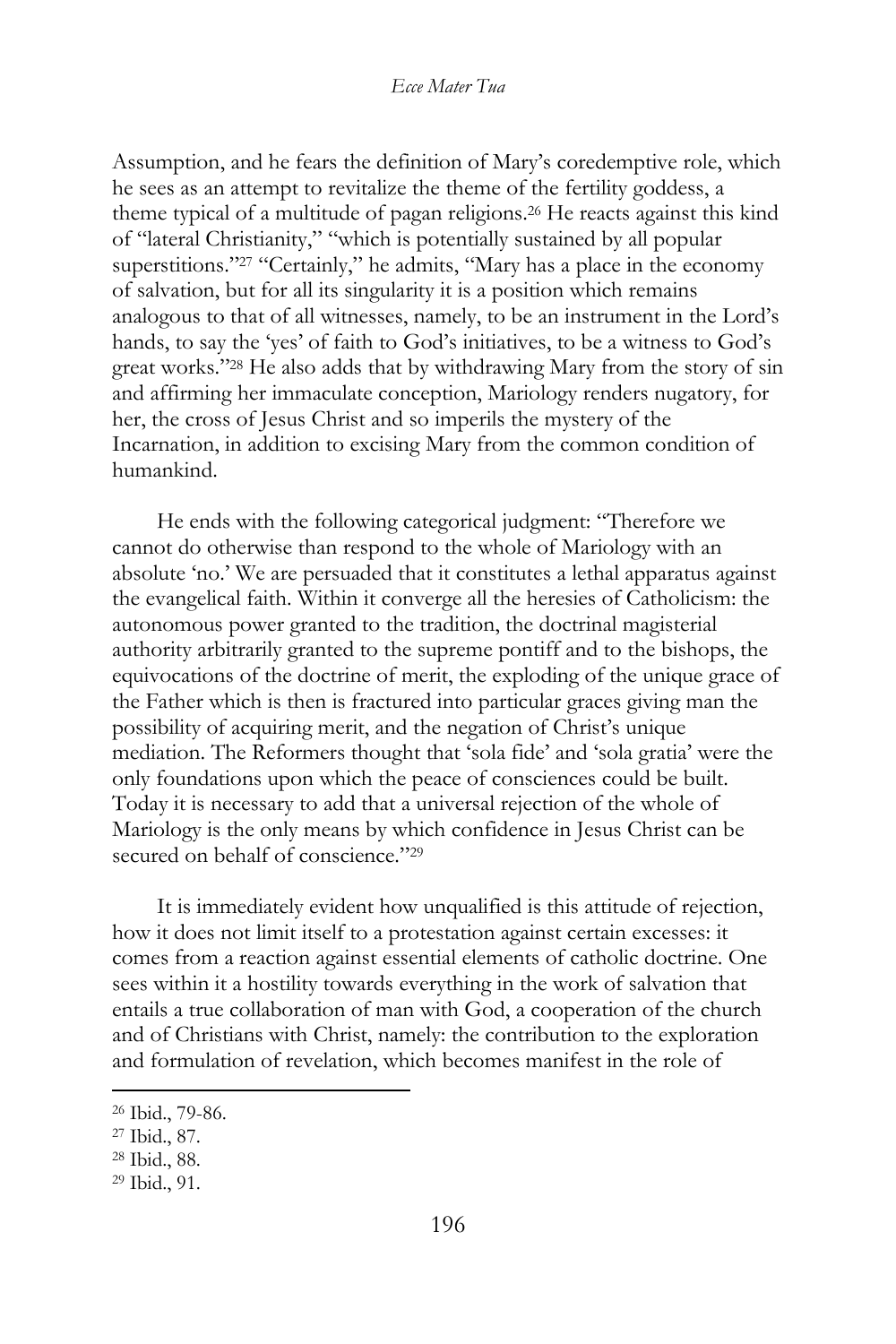Assumption, and he fears the definition of Mary's coredemptive role, which he sees as an attempt to revitalize the theme of the fertility goddess, a theme typical of a multitude of pagan religions.[26] He reacts against this kind of "lateral Christianity," "which is potentially sustained by all popular superstitions."[27] "Certainly," he admits, "Mary has a place in the economy of salvation, but for all its singularity it is a position which remains analogous to that of all witnesses, namely, to be an instrument in the Lord's hands, to say the 'yes' of faith to God's initiatives, to be a witness to God's great works."[28] He also adds that by withdrawing Mary from the story of sin and affirming her immaculate conception, Mariology renders nugatory, for her, the cross of Jesus Christ and so imperils the mystery of the Incarnation, in addition to excising Mary from the common condition of humankind.

He ends with the following categorical judgment: "Therefore we cannot do otherwise than respond to the whole of Mariology with an absolute 'no.' We are persuaded that it constitutes a lethal apparatus against the evangelical faith. Within it converge all the heresies of Catholicism: the autonomous power granted to the tradition, the doctrinal magisterial authority arbitrarily granted to the supreme pontiff and to the bishops, the equivocations of the doctrine of merit, the exploding of the unique grace of the Father which is then is fractured into particular graces giving man the possibility of acquiring merit, and the negation of Christ's unique mediation. The Reformers thought that 'sola fide' and 'sola gratia' were the only foundations upon which the peace of consciences could be built. Today it is necessary to add that a universal rejection of the whole of Mariology is the only means by which confidence in Jesus Christ can be secured on behalf of conscience."[29]

It is immediately evident how unqualified is this attitude of rejection, how it does not limit itself to a protestation against certain excesses: it comes from a reaction against essential elements of catholic doctrine. One sees within it a hostility towards everything in the work of salvation that entails a true collaboration of man with God, a cooperation of the church and of Christians with Christ, namely: the contribution to the exploration and formulation of revelation, which becomes manifest in the role of

---

[26] Ibid., 79-86.

[27] Ibid., 87.

[28] Ibid., 88.

[29] Ibid., 91.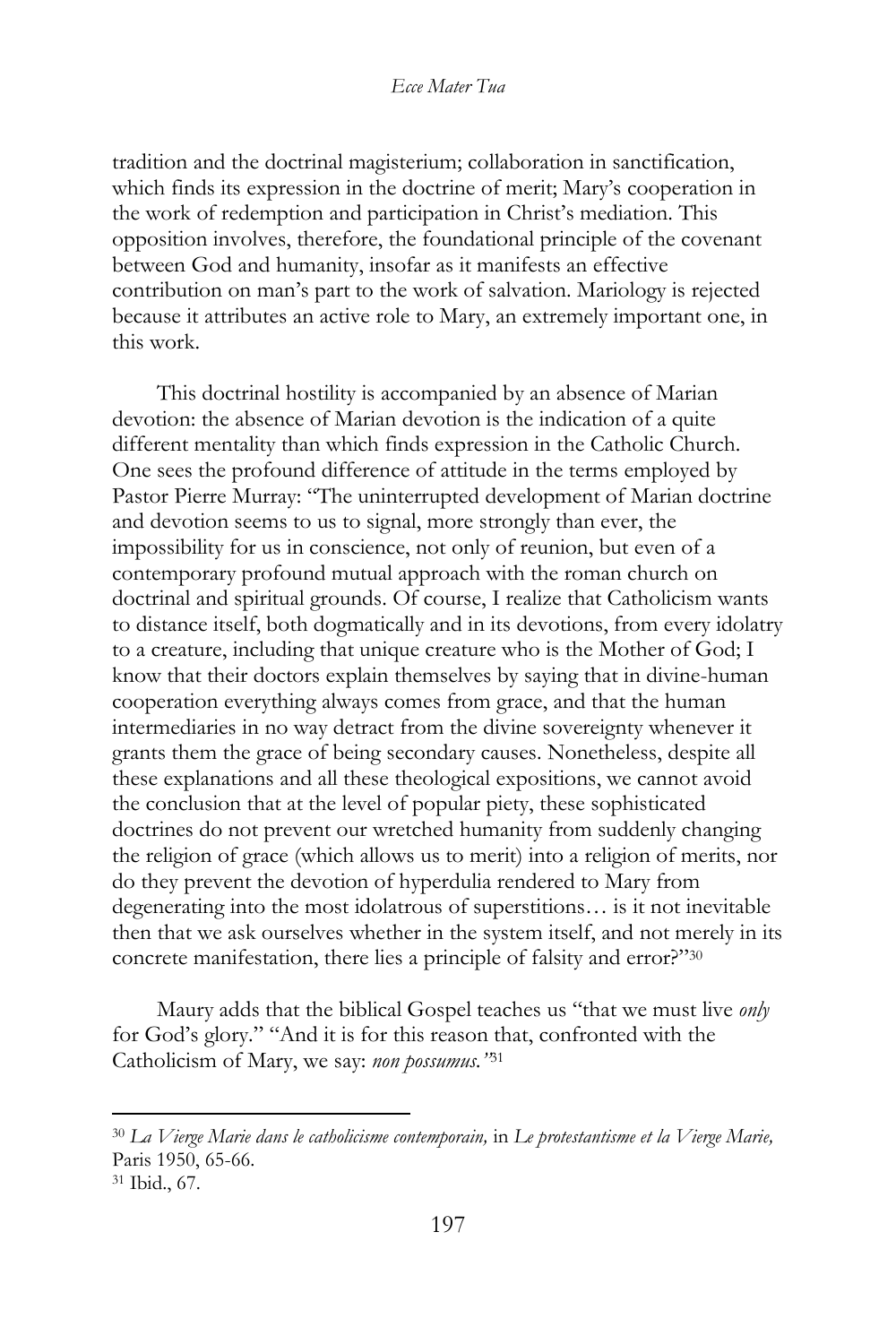tradition and the doctrinal magisterium; collaboration in sanctification, which finds its expression in the doctrine of merit; Mary's cooperation in the work of redemption and participation in Christ's mediation. This opposition involves, therefore, the foundational principle of the covenant between God and humanity, insofar as it manifests an effective contribution on man's part to the work of salvation. Mariology is rejected because it attributes an active role to Mary, an extremely important one, in this work.

This doctrinal hostility is accompanied by an absence of Marian devotion: the absence of Marian devotion is the indication of a quite different mentality than which finds expression in the Catholic Church. One sees the profound difference of attitude in the terms employed by Pastor Pierre Murray: "The uninterrupted development of Marian doctrine and devotion seems to us to signal, more strongly than ever, the impossibility for us in conscience, not only of reunion, but even of a contemporary profound mutual approach with the roman church on doctrinal and spiritual grounds. Of course, I realize that Catholicism wants to distance itself, both dogmatically and in its devotions, from every idolatry to a creature, including that unique creature who is the Mother of God; I know that their doctors explain themselves by saying that in divine-human cooperation everything always comes from grace, and that the human intermediaries in no way detract from the divine sovereignty whenever it grants them the grace of being secondary causes. Nonetheless, despite all these explanations and all these theological expositions, we cannot avoid the conclusion that at the level of popular piety, these sophisticated doctrines do not prevent our wretched humanity from suddenly changing the religion of grace (which allows us to merit) into a religion of merits, nor do they prevent the devotion of hyperdulia rendered to Mary from degenerating into the most idolatrous of superstitions… is it not inevitable then that we ask ourselves whether in the system itself, and not merely in its concrete manifestation, there lies a principle of falsity and error?"[30]

Maury adds that the biblical Gospel teaches us "that we must live *only* for God's glory." "And it is for this reason that, confronted with the Catholicism of Mary, we say: *non possumus.*"[31]

---

[30] *La Vierge Marie dans le catholicisme contemporain,* in *Le protestantisme et la Vierge Marie,* Paris 1950, 65-66.

[31] Ibid., 67.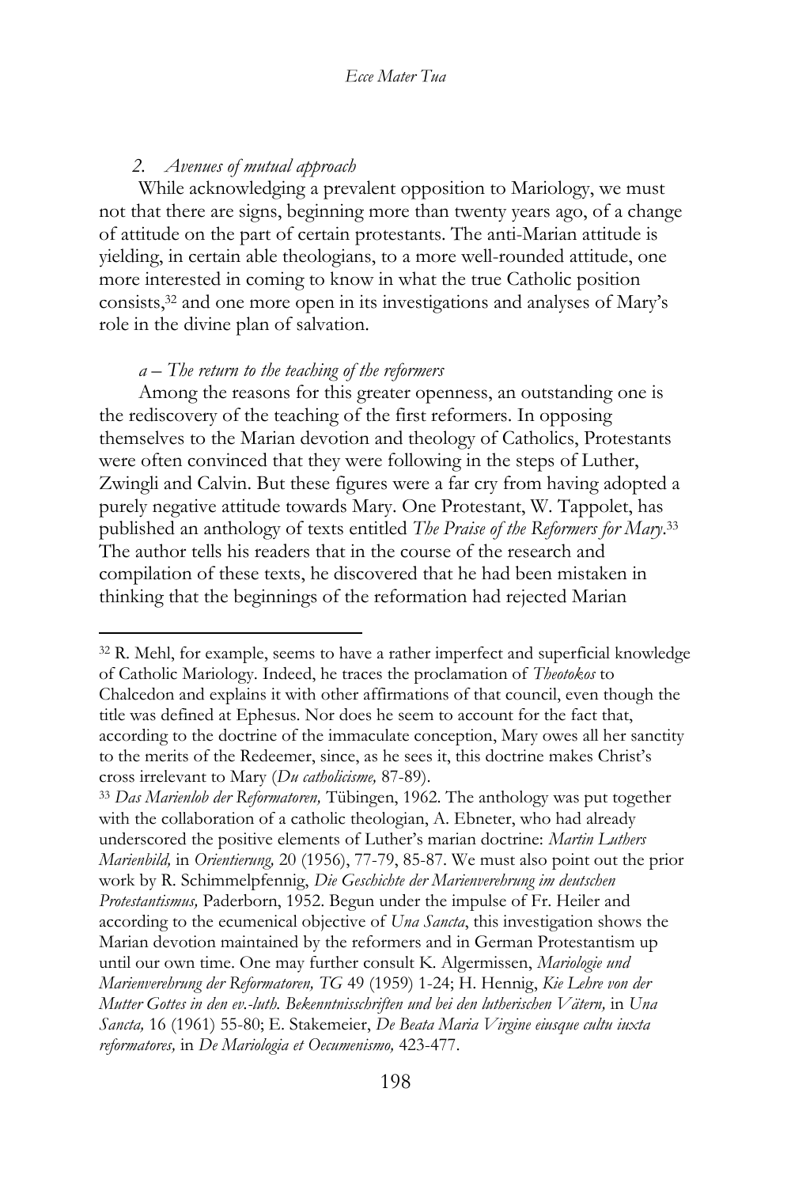*2. Avenues of mutual approach*

While acknowledging a prevalent opposition to Mariology, we must not that there are signs, beginning more than twenty years ago, of a change of attitude on the part of certain protestants. The anti-Marian attitude is yielding, in certain able theologians, to a more well-rounded attitude, one more interested in coming to know in what the true Catholic position consists,[32] and one more open in its investigations and analyses of Mary's role in the divine plan of salvation.

*a – The return to the teaching of the reformers*

Among the reasons for this greater openness, an outstanding one is the rediscovery of the teaching of the first reformers. In opposing themselves to the Marian devotion and theology of Catholics, Protestants were often convinced that they were following in the steps of Luther, Zwingli and Calvin. But these figures were a far cry from having adopted a purely negative attitude towards Mary. One Protestant, W. Tappolet, has published an anthology of texts entitled *The Praise of the Reformers for Mary*.[33] The author tells his readers that in the course of the research and compilation of these texts, he discovered that he had been mistaken in thinking that the beginnings of the reformation had rejected Marian

---

[32] R. Mehl, for example, seems to have a rather imperfect and superficial knowledge of Catholic Mariology. Indeed, he traces the proclamation of *Theotokos* to Chalcedon and explains it with other affirmations of that council, even though the title was defined at Ephesus. Nor does he seem to account for the fact that, according to the doctrine of the immaculate conception, Mary owes all her sanctity to the merits of the Redeemer, since, as he sees it, this doctrine makes Christ's cross irrelevant to Mary (*Du catholicisme,* 87-89).

[33] *Das Marienlob der Reformatoren,* Tübingen, 1962. The anthology was put together with the collaboration of a catholic theologian, A. Ebneter, who had already underscored the positive elements of Luther's marian doctrine: *Martin Luthers Marienbild,* in *Orientierung,* 20 (1956), 77-79, 85-87. We must also point out the prior work by R. Schimmelpfennig, *Die Geschichte der Marienverehrung im deutschen Protestantismus,* Paderborn, 1952. Begun under the impulse of Fr. Heiler and according to the ecumenical objective of *Una Sancta*, this investigation shows the Marian devotion maintained by the reformers and in German Protestantism up until our own time. One may further consult K. Algermissen, *Mariologie und Marienverehrung der Reformatoren, TG* 49 (1959) 1-24; H. Hennig, *Kie Lehre von der Mutter Gottes in den ev.-luth. Bekenntnisschriften und bei den lutherischen Vätern,* in *Una Sancta,* 16 (1961) 55-80; E. Stakemeier, *De Beata Maria Virgine eiusque cultu iuxta reformatores,* in *De Mariologia et Oecumenismo,* 423-477.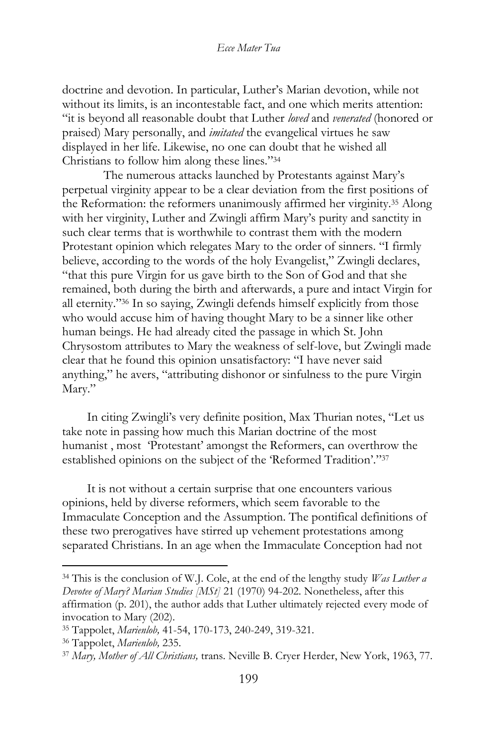doctrine and devotion. In particular, Luther's Marian devotion, while not without its limits, is an incontestable fact, and one which merits attention: "it is beyond all reasonable doubt that Luther *loved* and *venerated* (honored or praised) Mary personally, and *imitated* the evangelical virtues he saw displayed in her life. Likewise, no one can doubt that he wished all Christians to follow him along these lines."[34]

The numerous attacks launched by Protestants against Mary's perpetual virginity appear to be a clear deviation from the first positions of the Reformation: the reformers unanimously affirmed her virginity.[35] Along with her virginity, Luther and Zwingli affirm Mary's purity and sanctity in such clear terms that is worthwhile to contrast them with the modern Protestant opinion which relegates Mary to the order of sinners. "I firmly believe, according to the words of the holy Evangelist," Zwingli declares, "that this pure Virgin for us gave birth to the Son of God and that she remained, both during the birth and afterwards, a pure and intact Virgin for all eternity."[36] In so saying, Zwingli defends himself explicitly from those who would accuse him of having thought Mary to be a sinner like other human beings. He had already cited the passage in which St. John Chrysostom attributes to Mary the weakness of self-love, but Zwingli made clear that he found this opinion unsatisfactory: "I have never said anything," he avers, "attributing dishonor or sinfulness to the pure Virgin Mary."

In citing Zwingli's very definite position, Max Thurian notes, "Let us take note in passing how much this Marian doctrine of the most humanist , most 'Protestant' amongst the Reformers, can overthrow the established opinions on the subject of the 'Reformed Tradition'."[37]

It is not without a certain surprise that one encounters various opinions, held by diverse reformers, which seem favorable to the Immaculate Conception and the Assumption. The pontifical definitions of these two prerogatives have stirred up vehement protestations among separated Christians. In an age when the Immaculate Conception had not

---

[34] This is the conclusion of W.J. Cole, at the end of the lengthy study *Was Luther a Devotee of Mary? Marian Studies [MSt]* 21 (1970) 94-202. Nonetheless, after this affirmation (p. 201), the author adds that Luther ultimately rejected every mode of invocation to Mary (202).

[35] Tappolet, *Marienlob,* 41-54, 170-173, 240-249, 319-321.

[36] Tappolet, *Marienlob,* 235.

[37] *Mary, Mother of All Christians,* trans. Neville B. Cryer Herder, New York, 1963, 77.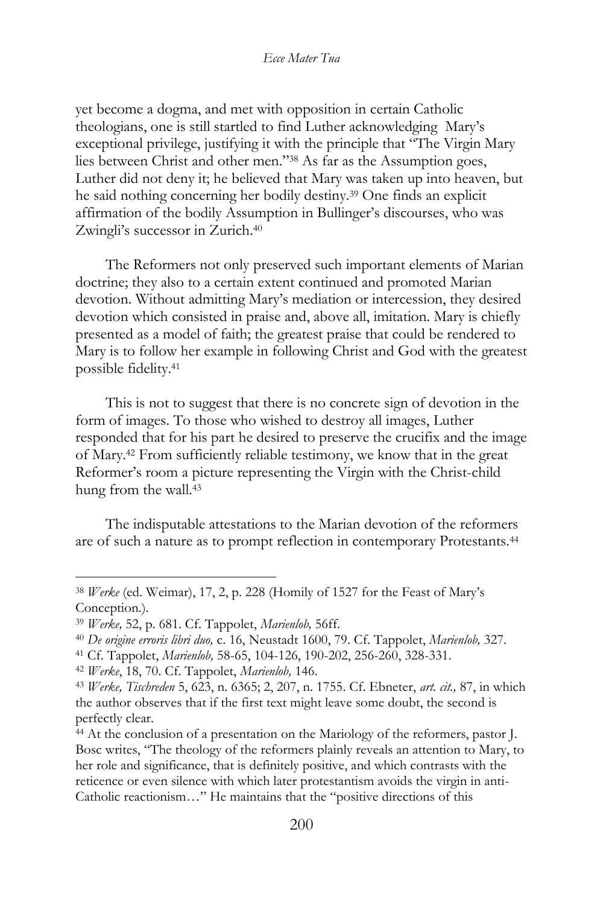yet become a dogma, and met with opposition in certain Catholic theologians, one is still startled to find Luther acknowledging Mary's exceptional privilege, justifying it with the principle that "The Virgin Mary lies between Christ and other men."[38] As far as the Assumption goes, Luther did not deny it; he believed that Mary was taken up into heaven, but he said nothing concerning her bodily destiny.[39] One finds an explicit affirmation of the bodily Assumption in Bullinger's discourses, who was Zwingli's successor in Zurich.[40]

The Reformers not only preserved such important elements of Marian doctrine; they also to a certain extent continued and promoted Marian devotion. Without admitting Mary's mediation or intercession, they desired devotion which consisted in praise and, above all, imitation. Mary is chiefly presented as a model of faith; the greatest praise that could be rendered to Mary is to follow her example in following Christ and God with the greatest possible fidelity.[41]

This is not to suggest that there is no concrete sign of devotion in the form of images. To those who wished to destroy all images, Luther responded that for his part he desired to preserve the crucifix and the image of Mary.[42] From sufficiently reliable testimony, we know that in the great Reformer's room a picture representing the Virgin with the Christ-child hung from the wall.[43]

The indisputable attestations to the Marian devotion of the reformers are of such a nature as to prompt reflection in contemporary Protestants.[44]

---

[38] *Werke* (ed. Weimar), 17, 2, p. 228 (Homily of 1527 for the Feast of Mary's Conception.).

[39] *Werke,* 52, p. 681. Cf. Tappolet, *Marienlob,* 56ff.

[40] *De origine erroris libri duo,* c. 16, Neustadt 1600, 79. Cf. Tappolet, *Marienlob,* 327.

[41] Cf. Tappolet, *Marienlob,* 58-65, 104-126, 190-202, 256-260, 328-331.

[42] *Werke*, 18, 70. Cf. Tappolet, *Marienlob,* 146.

[43] *Werke, Tischreden* 5, 623, n. 6365; 2, 207, n. 1755. Cf. Ebneter, *art. cit.,* 87, in which the author observes that if the first text might leave some doubt, the second is perfectly clear.

[44] At the conclusion of a presentation on the Mariology of the reformers, pastor J. Bosc writes, "The theology of the reformers plainly reveals an attention to Mary, to her role and significance, that is definitely positive, and which contrasts with the reticence or even silence with which later protestantism avoids the virgin in anti-Catholic reactionism…" He maintains that the "positive directions of this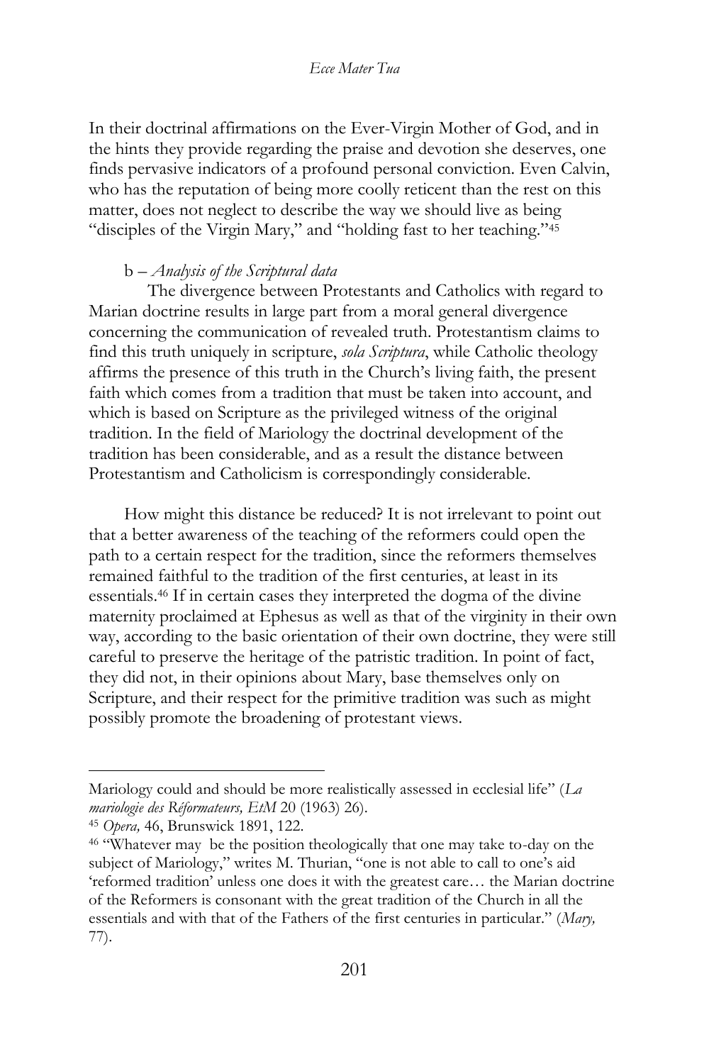In their doctrinal affirmations on the Ever-Virgin Mother of God, and in the hints they provide regarding the praise and devotion she deserves, one finds pervasive indicators of a profound personal conviction. Even Calvin, who has the reputation of being more coolly reticent than the rest on this matter, does not neglect to describe the way we should live as being "disciples of the Virgin Mary," and "holding fast to her teaching."[45]

b – *Analysis of the Scriptural data*

The divergence between Protestants and Catholics with regard to Marian doctrine results in large part from a moral general divergence concerning the communication of revealed truth. Protestantism claims to find this truth uniquely in scripture, *sola Scriptura*, while Catholic theology affirms the presence of this truth in the Church's living faith, the present faith which comes from a tradition that must be taken into account, and which is based on Scripture as the privileged witness of the original tradition. In the field of Mariology the doctrinal development of the tradition has been considerable, and as a result the distance between Protestantism and Catholicism is correspondingly considerable.

How might this distance be reduced? It is not irrelevant to point out that a better awareness of the teaching of the reformers could open the path to a certain respect for the tradition, since the reformers themselves remained faithful to the tradition of the first centuries, at least in its essentials.[46] If in certain cases they interpreted the dogma of the divine maternity proclaimed at Ephesus as well as that of the virginity in their own way, according to the basic orientation of their own doctrine, they were still careful to preserve the heritage of the patristic tradition. In point of fact, they did not, in their opinions about Mary, base themselves only on Scripture, and their respect for the primitive tradition was such as might possibly promote the broadening of protestant views.

---

Mariology could and should be more realistically assessed in ecclesial life" (*La mariologie des Réformateurs, EtM* 20 (1963) 26).

[45] *Opera,* 46, Brunswick 1891, 122.

[46] "Whatever may be the position theologically that one may take to-day on the subject of Mariology," writes M. Thurian, "one is not able to call to one's aid 'reformed tradition' unless one does it with the greatest care… the Marian doctrine of the Reformers is consonant with the great tradition of the Church in all the essentials and with that of the Fathers of the first centuries in particular." (*Mary,* 77).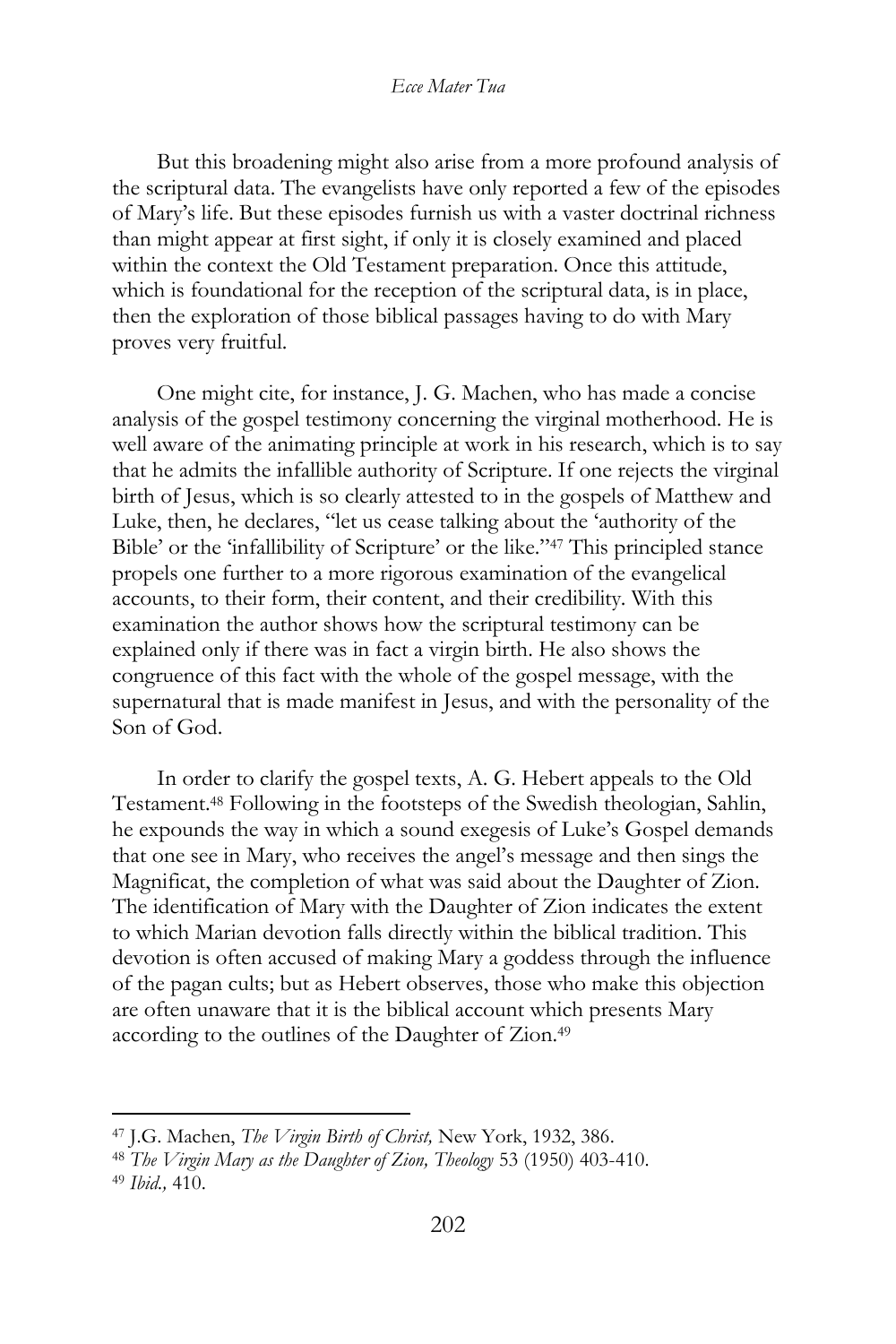But this broadening might also arise from a more profound analysis of the scriptural data. The evangelists have only reported a few of the episodes of Mary's life. But these episodes furnish us with a vaster doctrinal richness than might appear at first sight, if only it is closely examined and placed within the context the Old Testament preparation. Once this attitude, which is foundational for the reception of the scriptural data, is in place, then the exploration of those biblical passages having to do with Mary proves very fruitful.

One might cite, for instance, J. G. Machen, who has made a concise analysis of the gospel testimony concerning the virginal motherhood. He is well aware of the animating principle at work in his research, which is to say that he admits the infallible authority of Scripture. If one rejects the virginal birth of Jesus, which is so clearly attested to in the gospels of Matthew and Luke, then, he declares, "let us cease talking about the 'authority of the Bible' or the 'infallibility of Scripture' or the like."[47] This principled stance propels one further to a more rigorous examination of the evangelical accounts, to their form, their content, and their credibility. With this examination the author shows how the scriptural testimony can be explained only if there was in fact a virgin birth. He also shows the congruence of this fact with the whole of the gospel message, with the supernatural that is made manifest in Jesus, and with the personality of the Son of God.

In order to clarify the gospel texts, A. G. Hebert appeals to the Old Testament.[48] Following in the footsteps of the Swedish theologian, Sahlin, he expounds the way in which a sound exegesis of Luke's Gospel demands that one see in Mary, who receives the angel's message and then sings the Magnificat, the completion of what was said about the Daughter of Zion. The identification of Mary with the Daughter of Zion indicates the extent to which Marian devotion falls directly within the biblical tradition. This devotion is often accused of making Mary a goddess through the influence of the pagan cults; but as Hebert observes, those who make this objection are often unaware that it is the biblical account which presents Mary according to the outlines of the Daughter of Zion.[49]

---

[47] J.G. Machen, *The Virgin Birth of Christ,* New York, 1932, 386.

[48] *The Virgin Mary as the Daughter of Zion, Theology* 53 (1950) 403-410.

[49] *Ibid.,* 410.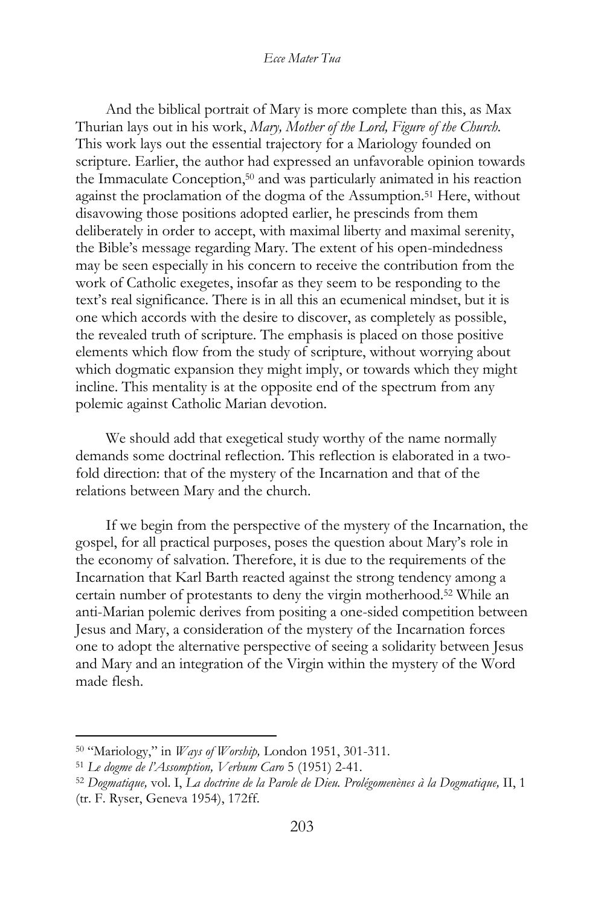And the biblical portrait of Mary is more complete than this, as Max Thurian lays out in his work, *Mary, Mother of the Lord, Figure of the Church.* This work lays out the essential trajectory for a Mariology founded on scripture. Earlier, the author had expressed an unfavorable opinion towards the Immaculate Conception,[50] and was particularly animated in his reaction against the proclamation of the dogma of the Assumption.[51] Here, without disavowing those positions adopted earlier, he prescinds from them deliberately in order to accept, with maximal liberty and maximal serenity, the Bible's message regarding Mary. The extent of his open-mindedness may be seen especially in his concern to receive the contribution from the work of Catholic exegetes, insofar as they seem to be responding to the text's real significance. There is in all this an ecumenical mindset, but it is one which accords with the desire to discover, as completely as possible, the revealed truth of scripture. The emphasis is placed on those positive elements which flow from the study of scripture, without worrying about which dogmatic expansion they might imply, or towards which they might incline. This mentality is at the opposite end of the spectrum from any polemic against Catholic Marian devotion.

We should add that exegetical study worthy of the name normally demands some doctrinal reflection. This reflection is elaborated in a two-fold direction: that of the mystery of the Incarnation and that of the relations between Mary and the church.

If we begin from the perspective of the mystery of the Incarnation, the gospel, for all practical purposes, poses the question about Mary's role in the economy of salvation. Therefore, it is due to the requirements of the Incarnation that Karl Barth reacted against the strong tendency among a certain number of protestants to deny the virgin motherhood.[52] While an anti-Marian polemic derives from positing a one-sided competition between Jesus and Mary, a consideration of the mystery of the Incarnation forces one to adopt the alternative perspective of seeing a solidarity between Jesus and Mary and an integration of the Virgin within the mystery of the Word made flesh.

---

[50] "Mariology," in *Ways of Worship,* London 1951, 301-311.

[51] *Le dogme de l'Assomption, Verbum Caro* 5 (1951) 2-41.

[52] *Dogmatique,* vol. I, *La doctrine de la Parole de Dieu. Prolégomenènes à la Dogmatique,* II, 1 (tr. F. Ryser, Geneva 1954), 172ff.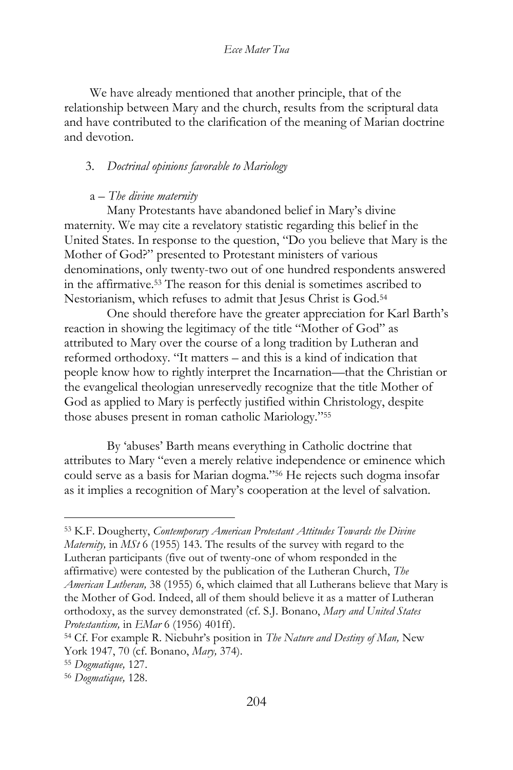We have already mentioned that another principle, that of the relationship between Mary and the church, results from the scriptural data and have contributed to the clarification of the meaning of Marian doctrine and devotion.

3. *Doctrinal opinions favorable to Mariology*

a – *The divine maternity*

Many Protestants have abandoned belief in Mary's divine maternity. We may cite a revelatory statistic regarding this belief in the United States. In response to the question, "Do you believe that Mary is the Mother of God?" presented to Protestant ministers of various denominations, only twenty-two out of one hundred respondents answered in the affirmative.[53] The reason for this denial is sometimes ascribed to Nestorianism, which refuses to admit that Jesus Christ is God.[54]

One should therefore have the greater appreciation for Karl Barth's reaction in showing the legitimacy of the title "Mother of God" as attributed to Mary over the course of a long tradition by Lutheran and reformed orthodoxy. "It matters – and this is a kind of indication that people know how to rightly interpret the Incarnation—that the Christian or the evangelical theologian unreservedly recognize that the title Mother of God as applied to Mary is perfectly justified within Christology, despite those abuses present in roman catholic Mariology."[55]

By 'abuses' Barth means everything in Catholic doctrine that attributes to Mary "even a merely relative independence or eminence which could serve as a basis for Marian dogma."[56] He rejects such dogma insofar as it implies a recognition of Mary's cooperation at the level of salvation.

---

[53] K.F. Dougherty, *Contemporary American Protestant Attitudes Towards the Divine Maternity,* in *MSt* 6 (1955) 143. The results of the survey with regard to the Lutheran participants (five out of twenty-one of whom responded in the affirmative) were contested by the publication of the Lutheran Church, *The American Lutheran,* 38 (1955) 6, which claimed that all Lutherans believe that Mary is the Mother of God. Indeed, all of them should believe it as a matter of Lutheran orthodoxy, as the survey demonstrated (cf. S.J. Bonano, *Mary and United States Protestantism,* in *EMar* 6 (1956) 401ff).

[54] Cf. For example R. Niebuhr's position in *The Nature and Destiny of Man,* New York 1947, 70 (cf. Bonano, *Mary,* 374).

[55] *Dogmatique,* 127.

[56] *Dogmatique,* 128.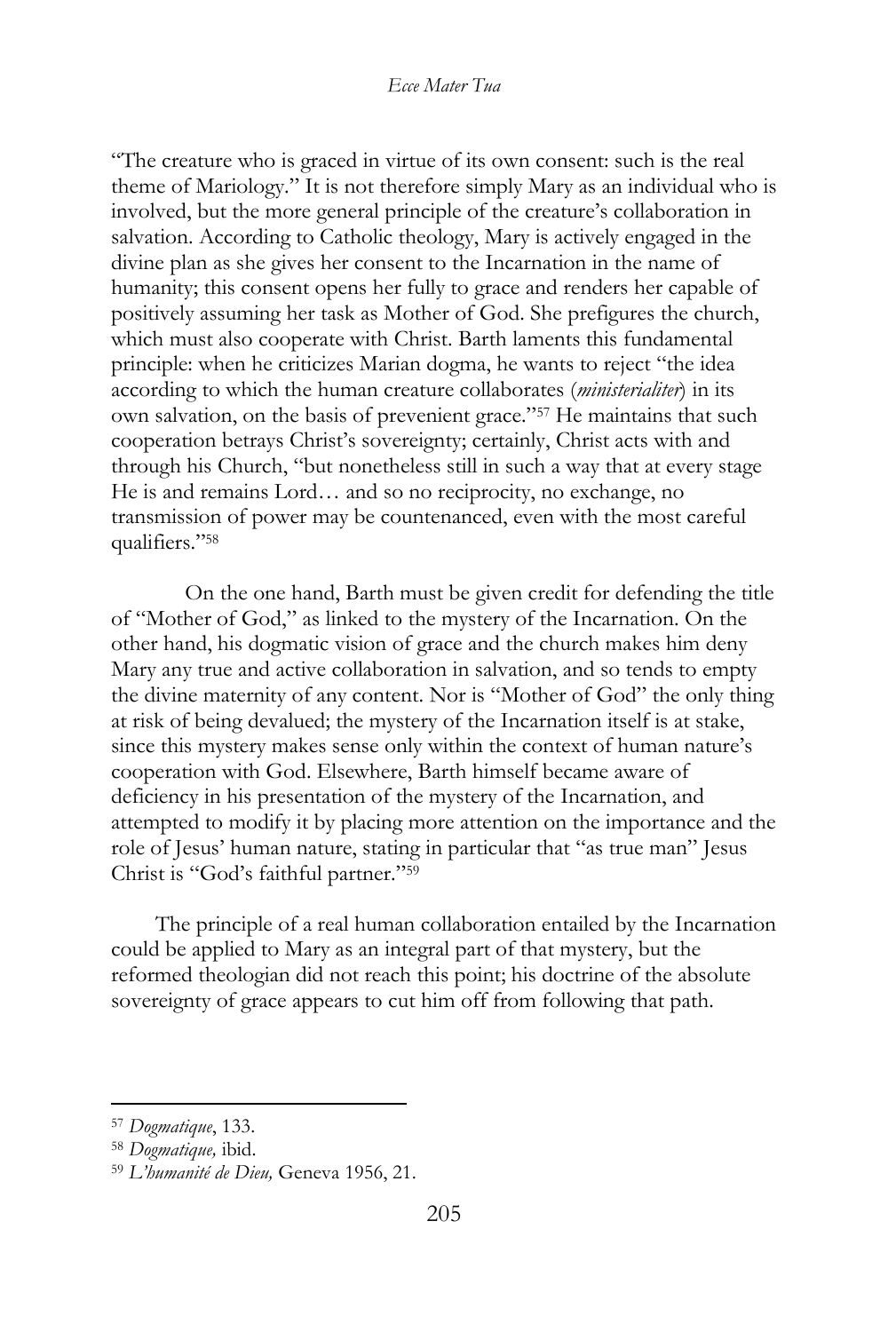"The creature who is graced in virtue of its own consent: such is the real theme of Mariology." It is not therefore simply Mary as an individual who is involved, but the more general principle of the creature's collaboration in salvation. According to Catholic theology, Mary is actively engaged in the divine plan as she gives her consent to the Incarnation in the name of humanity; this consent opens her fully to grace and renders her capable of positively assuming her task as Mother of God. She prefigures the church, which must also cooperate with Christ. Barth laments this fundamental principle: when he criticizes Marian dogma, he wants to reject "the idea according to which the human creature collaborates (*ministerialiter*) in its own salvation, on the basis of prevenient grace."[57] He maintains that such cooperation betrays Christ's sovereignty; certainly, Christ acts with and through his Church, "but nonetheless still in such a way that at every stage He is and remains Lord… and so no reciprocity, no exchange, no transmission of power may be countenanced, even with the most careful qualifiers."[58]

On the one hand, Barth must be given credit for defending the title of "Mother of God," as linked to the mystery of the Incarnation. On the other hand, his dogmatic vision of grace and the church makes him deny Mary any true and active collaboration in salvation, and so tends to empty the divine maternity of any content. Nor is "Mother of God" the only thing at risk of being devalued; the mystery of the Incarnation itself is at stake, since this mystery makes sense only within the context of human nature's cooperation with God. Elsewhere, Barth himself became aware of deficiency in his presentation of the mystery of the Incarnation, and attempted to modify it by placing more attention on the importance and the role of Jesus' human nature, stating in particular that "as true man" Jesus Christ is "God's faithful partner."[59]

The principle of a real human collaboration entailed by the Incarnation could be applied to Mary as an integral part of that mystery, but the reformed theologian did not reach this point; his doctrine of the absolute sovereignty of grace appears to cut him off from following that path.

---

[57] *Dogmatique*, 133.

[58] *Dogmatique,* ibid.

[59] *L'humanité de Dieu,* Geneva 1956, 21.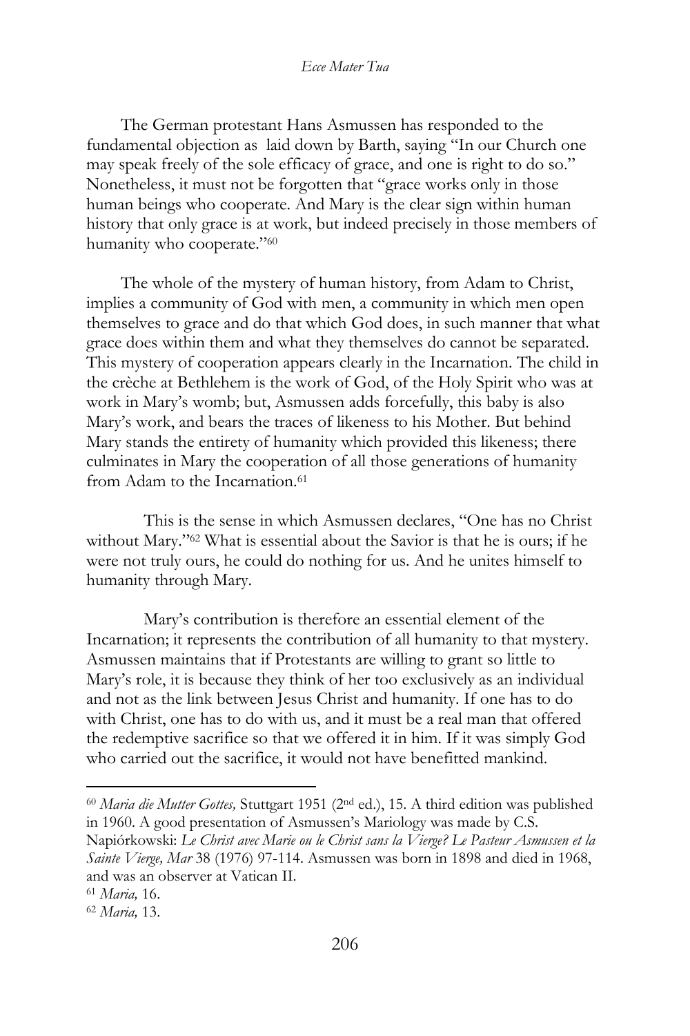The German protestant Hans Asmussen has responded to the fundamental objection as laid down by Barth, saying "In our Church one may speak freely of the sole efficacy of grace, and one is right to do so." Nonetheless, it must not be forgotten that "grace works only in those human beings who cooperate. And Mary is the clear sign within human history that only grace is at work, but indeed precisely in those members of humanity who cooperate."[60]

The whole of the mystery of human history, from Adam to Christ, implies a community of God with men, a community in which men open themselves to grace and do that which God does, in such manner that what grace does within them and what they themselves do cannot be separated. This mystery of cooperation appears clearly in the Incarnation. The child in the crèche at Bethlehem is the work of God, of the Holy Spirit who was at work in Mary's womb; but, Asmussen adds forcefully, this baby is also Mary's work, and bears the traces of likeness to his Mother. But behind Mary stands the entirety of humanity which provided this likeness; there culminates in Mary the cooperation of all those generations of humanity from Adam to the Incarnation.[61]

This is the sense in which Asmussen declares, "One has no Christ without Mary."[62] What is essential about the Savior is that he is ours; if he were not truly ours, he could do nothing for us. And he unites himself to humanity through Mary.

Mary's contribution is therefore an essential element of the Incarnation; it represents the contribution of all humanity to that mystery. Asmussen maintains that if Protestants are willing to grant so little to Mary's role, it is because they think of her too exclusively as an individual and not as the link between Jesus Christ and humanity. If one has to do with Christ, one has to do with us, and it must be a real man that offered the redemptive sacrifice so that we offered it in him. If it was simply God who carried out the sacrifice, it would not have benefitted mankind.

---

[60] *Maria die Mutter Gottes,* Stuttgart 1951 (2nd ed.), 15. A third edition was published in 1960. A good presentation of Asmussen's Mariology was made by C.S. Napiórkowski: *Le Christ avec Marie ou le Christ sans la Vierge? Le Pasteur Asmussen et la Sainte Vierge, Mar* 38 (1976) 97-114. Asmussen was born in 1898 and died in 1968, and was an observer at Vatican II.

[61] *Maria,* 16.

[62] *Maria,* 13.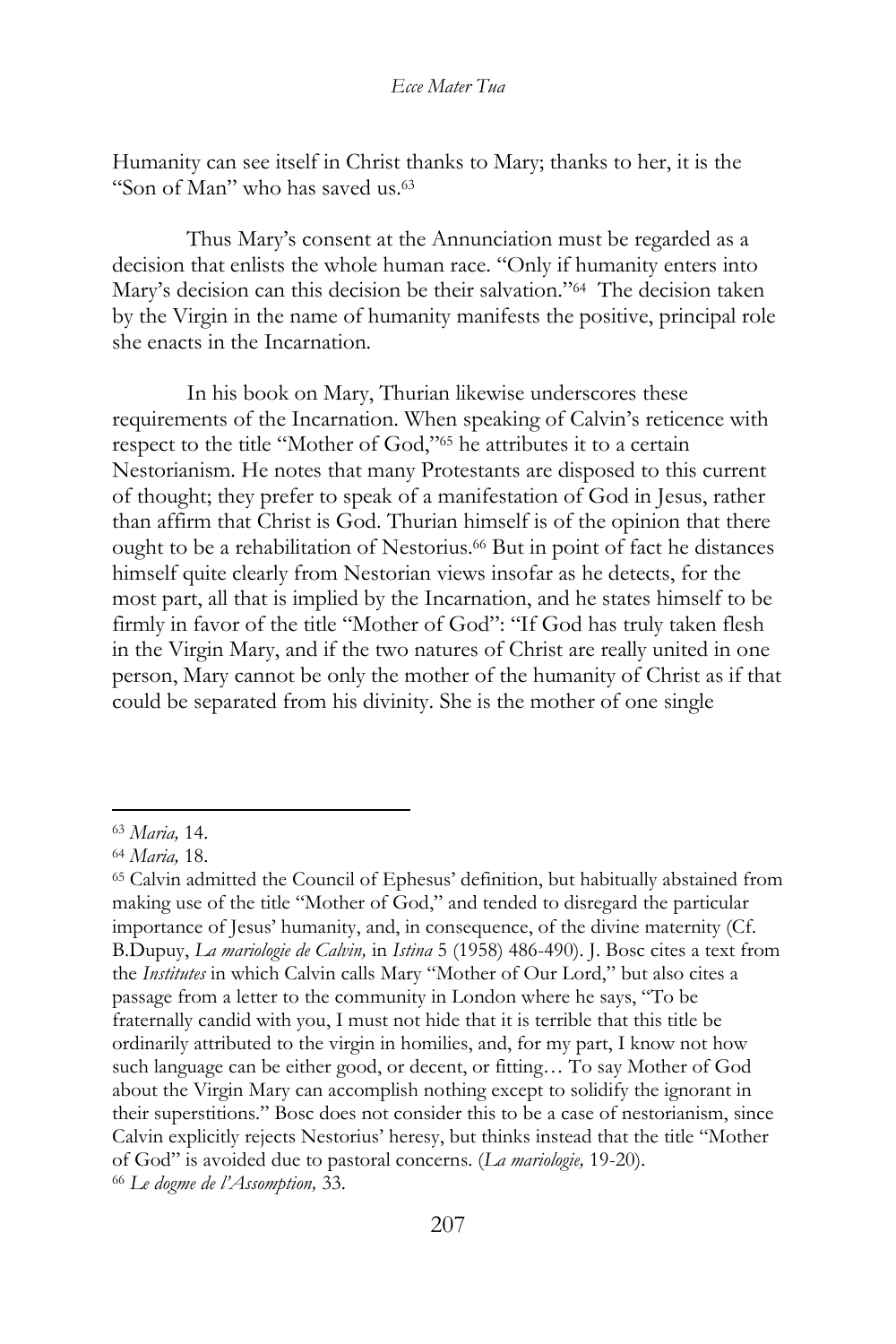Humanity can see itself in Christ thanks to Mary; thanks to her, it is the "Son of Man" who has saved us.[63]

Thus Mary's consent at the Annunciation must be regarded as a decision that enlists the whole human race. "Only if humanity enters into Mary's decision can this decision be their salvation."[64] The decision taken by the Virgin in the name of humanity manifests the positive, principal role she enacts in the Incarnation.

In his book on Mary, Thurian likewise underscores these requirements of the Incarnation. When speaking of Calvin's reticence with respect to the title "Mother of God,"[65] he attributes it to a certain Nestorianism. He notes that many Protestants are disposed to this current of thought; they prefer to speak of a manifestation of God in Jesus, rather than affirm that Christ is God. Thurian himself is of the opinion that there ought to be a rehabilitation of Nestorius.[66] But in point of fact he distances himself quite clearly from Nestorian views insofar as he detects, for the most part, all that is implied by the Incarnation, and he states himself to be firmly in favor of the title "Mother of God": "If God has truly taken flesh in the Virgin Mary, and if the two natures of Christ are really united in one person, Mary cannot be only the mother of the humanity of Christ as if that could be separated from his divinity. She is the mother of one single

---

[63] *Maria,* 14.

[64] *Maria,* 18.

[65] Calvin admitted the Council of Ephesus' definition, but habitually abstained from making use of the title "Mother of God," and tended to disregard the particular importance of Jesus' humanity, and, in consequence, of the divine maternity (Cf. B.Dupuy, *La mariologie de Calvin,* in *Istina* 5 (1958) 486-490). J. Bosc cites a text from the *Institutes* in which Calvin calls Mary "Mother of Our Lord," but also cites a passage from a letter to the community in London where he says, "To be fraternally candid with you, I must not hide that it is terrible that this title be ordinarily attributed to the virgin in homilies, and, for my part, I know not how such language can be either good, or decent, or fitting… To say Mother of God about the Virgin Mary can accomplish nothing except to solidify the ignorant in their superstitions." Bosc does not consider this to be a case of nestorianism, since Calvin explicitly rejects Nestorius' heresy, but thinks instead that the title "Mother of God" is avoided due to pastoral concerns. (*La mariologie,* 19-20).

[66] *Le dogme de l'Assomption,* 33.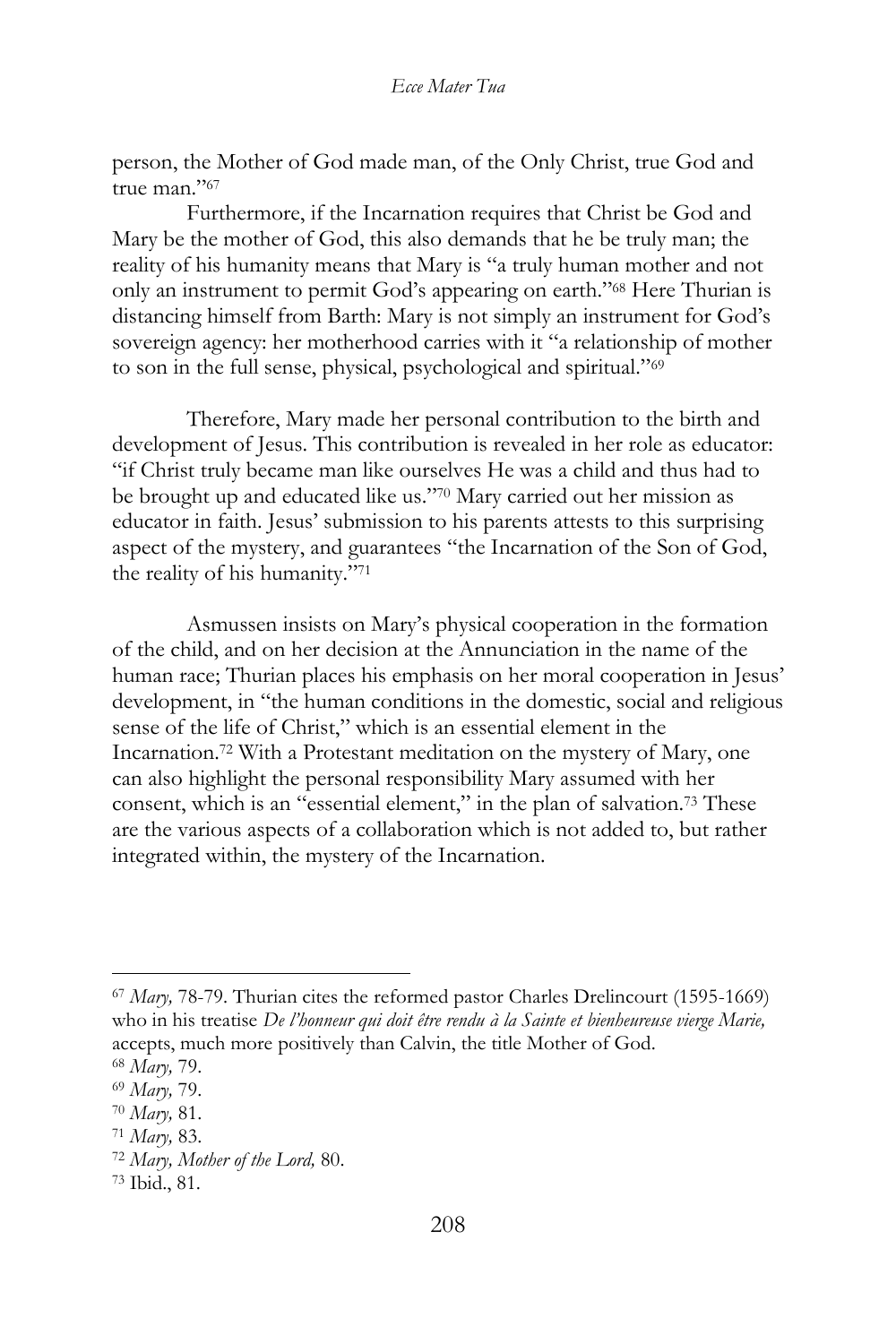person, the Mother of God made man, of the Only Christ, true God and true man."[67]

Furthermore, if the Incarnation requires that Christ be God and Mary be the mother of God, this also demands that he be truly man; the reality of his humanity means that Mary is "a truly human mother and not only an instrument to permit God's appearing on earth."[68] Here Thurian is distancing himself from Barth: Mary is not simply an instrument for God's sovereign agency: her motherhood carries with it "a relationship of mother to son in the full sense, physical, psychological and spiritual."[69]

Therefore, Mary made her personal contribution to the birth and development of Jesus. This contribution is revealed in her role as educator: "if Christ truly became man like ourselves He was a child and thus had to be brought up and educated like us."[70] Mary carried out her mission as educator in faith. Jesus' submission to his parents attests to this surprising aspect of the mystery, and guarantees "the Incarnation of the Son of God, the reality of his humanity."[71]

Asmussen insists on Mary's physical cooperation in the formation of the child, and on her decision at the Annunciation in the name of the human race; Thurian places his emphasis on her moral cooperation in Jesus' development, in "the human conditions in the domestic, social and religious sense of the life of Christ," which is an essential element in the Incarnation.[72] With a Protestant meditation on the mystery of Mary, one can also highlight the personal responsibility Mary assumed with her consent, which is an "essential element," in the plan of salvation.[73] These are the various aspects of a collaboration which is not added to, but rather integrated within, the mystery of the Incarnation.

---

[67] *Mary,* 78-79. Thurian cites the reformed pastor Charles Drelincourt (1595-1669) who in his treatise *De l'honneur qui doit être rendu à la Sainte et bienheureuse vierge Marie,* accepts, much more positively than Calvin, the title Mother of God.

[68] *Mary,* 79.

[69] *Mary,* 79.

[70] *Mary,* 81.

[71] *Mary,* 83.

[72] *Mary, Mother of the Lord,* 80.

[73] Ibid., 81.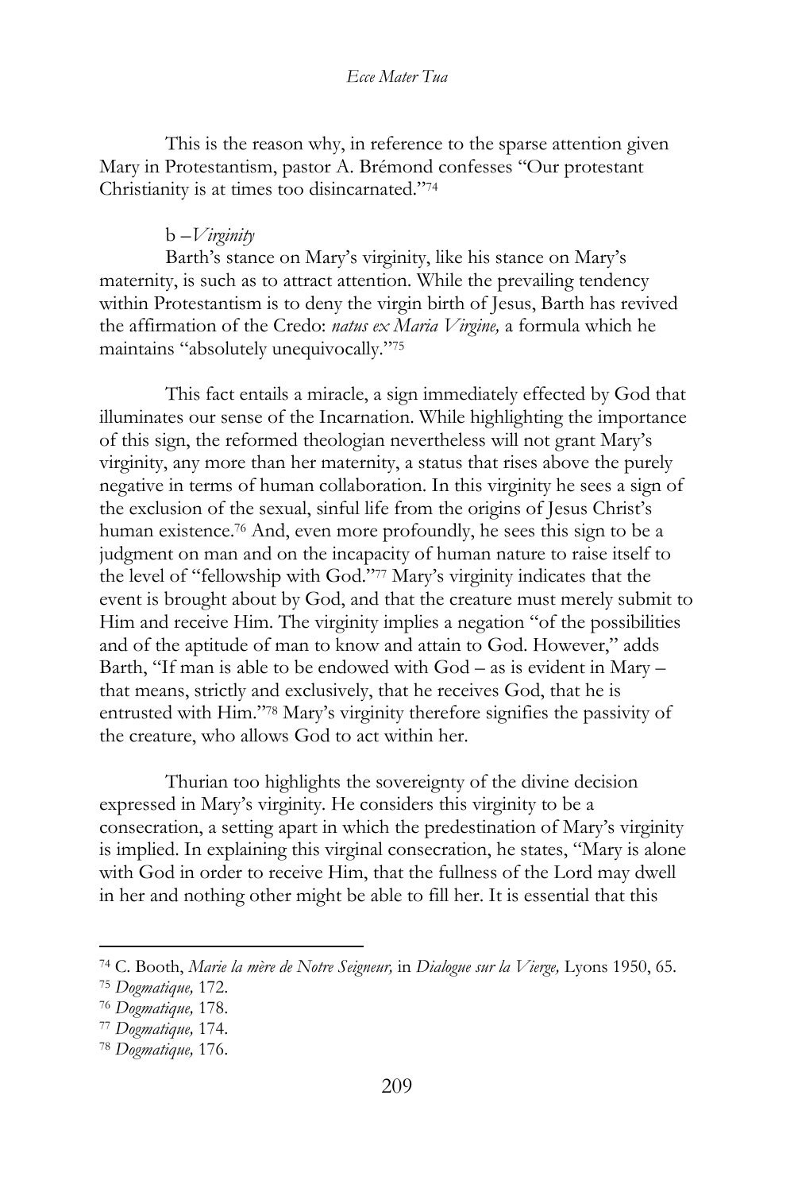This is the reason why, in reference to the sparse attention given Mary in Protestantism, pastor A. Brémond confesses "Our protestant Christianity is at times too disincarnated."[74]

b – *Virginity*

Barth's stance on Mary's virginity, like his stance on Mary's maternity, is such as to attract attention. While the prevailing tendency within Protestantism is to deny the virgin birth of Jesus, Barth has revived the affirmation of the Credo: *natus ex Maria Virgine,* a formula which he maintains "absolutely unequivocally."[75]

This fact entails a miracle, a sign immediately effected by God that illuminates our sense of the Incarnation. While highlighting the importance of this sign, the reformed theologian nevertheless will not grant Mary's virginity, any more than her maternity, a status that rises above the purely negative in terms of human collaboration. In this virginity he sees a sign of the exclusion of the sexual, sinful life from the origins of Jesus Christ's human existence.[76] And, even more profoundly, he sees this sign to be a judgment on man and on the incapacity of human nature to raise itself to the level of "fellowship with God."[77] Mary's virginity indicates that the event is brought about by God, and that the creature must merely submit to Him and receive Him. The virginity implies a negation "of the possibilities and of the aptitude of man to know and attain to God. However," adds Barth, "If man is able to be endowed with God – as is evident in Mary – that means, strictly and exclusively, that he receives God, that he is entrusted with Him."[78] Mary's virginity therefore signifies the passivity of the creature, who allows God to act within her.

Thurian too highlights the sovereignty of the divine decision expressed in Mary's virginity. He considers this virginity to be a consecration, a setting apart in which the predestination of Mary's virginity is implied. In explaining this virginal consecration, he states, "Mary is alone with God in order to receive Him, that the fullness of the Lord may dwell in her and nothing other might be able to fill her. It is essential that this

---

[74] C. Booth, *Marie la mère de Notre Seigneur,* in *Dialogue sur la Vierge,* Lyons 1950, 65.

[75] *Dogmatique,* 172.

[76] *Dogmatique,* 178.

[77] *Dogmatique,* 174.

[78] *Dogmatique,* 176.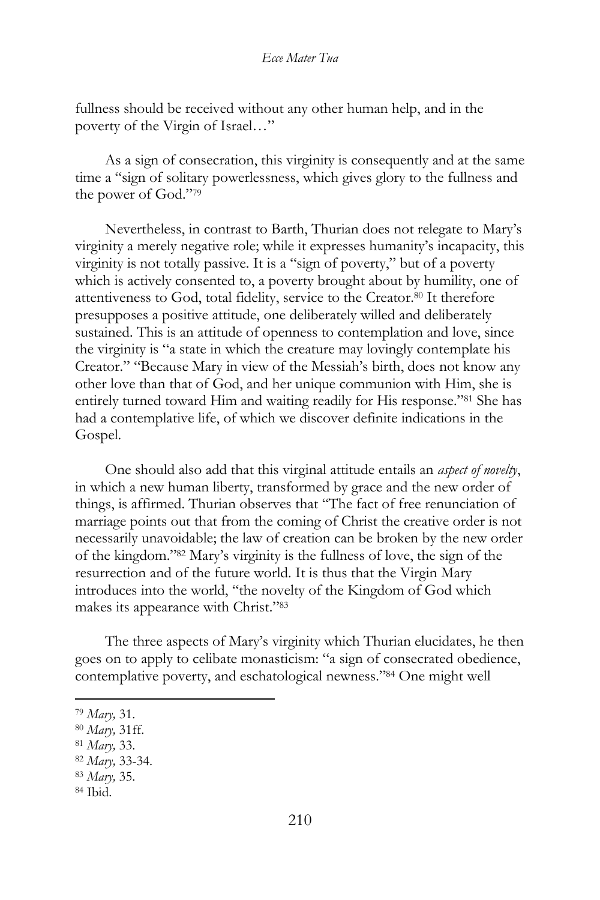fullness should be received without any other human help, and in the poverty of the Virgin of Israel…"

As a sign of consecration, this virginity is consequently and at the same time a "sign of solitary powerlessness, which gives glory to the fullness and the power of God."[79]

Nevertheless, in contrast to Barth, Thurian does not relegate to Mary's virginity a merely negative role; while it expresses humanity's incapacity, this virginity is not totally passive. It is a "sign of poverty," but of a poverty which is actively consented to, a poverty brought about by humility, one of attentiveness to God, total fidelity, service to the Creator.[80] It therefore presupposes a positive attitude, one deliberately willed and deliberately sustained. This is an attitude of openness to contemplation and love, since the virginity is "a state in which the creature may lovingly contemplate his Creator." "Because Mary in view of the Messiah's birth, does not know any other love than that of God, and her unique communion with Him, she is entirely turned toward Him and waiting readily for His response."[81] She has had a contemplative life, of which we discover definite indications in the Gospel.

One should also add that this virginal attitude entails an *aspect of novelty*, in which a new human liberty, transformed by grace and the new order of things, is affirmed. Thurian observes that "The fact of free renunciation of marriage points out that from the coming of Christ the creative order is not necessarily unavoidable; the law of creation can be broken by the new order of the kingdom."[82] Mary's virginity is the fullness of love, the sign of the resurrection and of the future world. It is thus that the Virgin Mary introduces into the world, "the novelty of the Kingdom of God which makes its appearance with Christ."[83]

The three aspects of Mary's virginity which Thurian elucidates, he then goes on to apply to celibate monasticism: "a sign of consecrated obedience, contemplative poverty, and eschatological newness."[84] One might well

---

[79] *Mary,* 31.

[80] *Mary,* 31ff.

[81] *Mary,* 33.

[82] *Mary,* 33-34.

[83] *Mary,* 35.

[84] Ibid.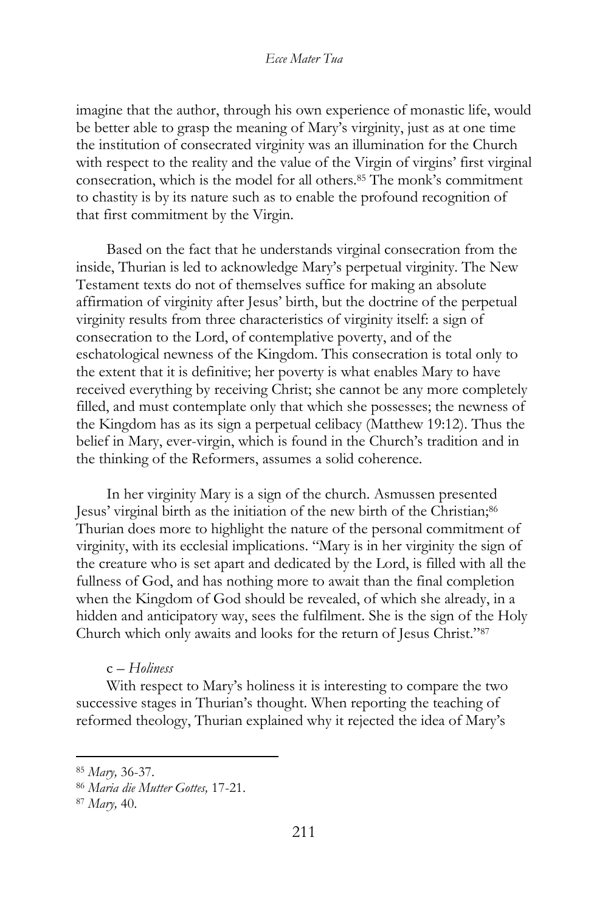imagine that the author, through his own experience of monastic life, would be better able to grasp the meaning of Mary's virginity, just as at one time the institution of consecrated virginity was an illumination for the Church with respect to the reality and the value of the Virgin of virgins' first virginal consecration, which is the model for all others.[85] The monk's commitment to chastity is by its nature such as to enable the profound recognition of that first commitment by the Virgin.

Based on the fact that he understands virginal consecration from the inside, Thurian is led to acknowledge Mary's perpetual virginity. The New Testament texts do not of themselves suffice for making an absolute affirmation of virginity after Jesus' birth, but the doctrine of the perpetual virginity results from three characteristics of virginity itself: a sign of consecration to the Lord, of contemplative poverty, and of the eschatological newness of the Kingdom. This consecration is total only to the extent that it is definitive; her poverty is what enables Mary to have received everything by receiving Christ; she cannot be any more completely filled, and must contemplate only that which she possesses; the newness of the Kingdom has as its sign a perpetual celibacy (Matthew 19:12). Thus the belief in Mary, ever-virgin, which is found in the Church's tradition and in the thinking of the Reformers, assumes a solid coherence.

In her virginity Mary is a sign of the church. Asmussen presented Jesus' virginal birth as the initiation of the new birth of the Christian;[86] Thurian does more to highlight the nature of the personal commitment of virginity, with its ecclesial implications. "Mary is in her virginity the sign of the creature who is set apart and dedicated by the Lord, is filled with all the fullness of God, and has nothing more to await than the final completion when the Kingdom of God should be revealed, of which she already, in a hidden and anticipatory way, sees the fulfilment. She is the sign of the Holy Church which only awaits and looks for the return of Jesus Christ."[87]

c – *Holiness*

With respect to Mary's holiness it is interesting to compare the two successive stages in Thurian's thought. When reporting the teaching of reformed theology, Thurian explained why it rejected the idea of Mary's

---

[85] *Mary,* 36-37.

[86] *Maria die Mutter Gottes,* 17-21.

[87] *Mary,* 40.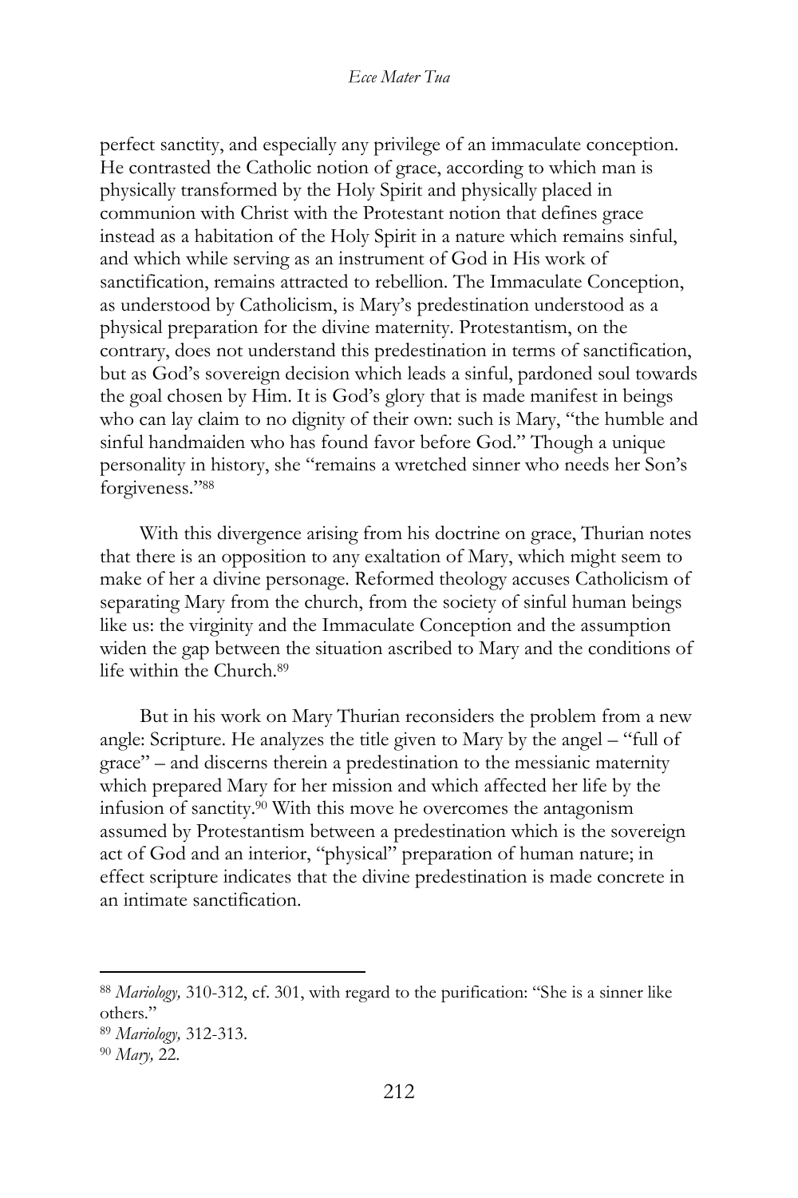perfect sanctity, and especially any privilege of an immaculate conception. He contrasted the Catholic notion of grace, according to which man is physically transformed by the Holy Spirit and physically placed in communion with Christ with the Protestant notion that defines grace instead as a habitation of the Holy Spirit in a nature which remains sinful, and which while serving as an instrument of God in His work of sanctification, remains attracted to rebellion. The Immaculate Conception, as understood by Catholicism, is Mary's predestination understood as a physical preparation for the divine maternity. Protestantism, on the contrary, does not understand this predestination in terms of sanctification, but as God's sovereign decision which leads a sinful, pardoned soul towards the goal chosen by Him. It is God's glory that is made manifest in beings who can lay claim to no dignity of their own: such is Mary, "the humble and sinful handmaiden who has found favor before God." Though a unique personality in history, she "remains a wretched sinner who needs her Son's forgiveness."[88]

With this divergence arising from his doctrine on grace, Thurian notes that there is an opposition to any exaltation of Mary, which might seem to make of her a divine personage. Reformed theology accuses Catholicism of separating Mary from the church, from the society of sinful human beings like us: the virginity and the Immaculate Conception and the assumption widen the gap between the situation ascribed to Mary and the conditions of life within the Church.[89]

But in his work on Mary Thurian reconsiders the problem from a new angle: Scripture. He analyzes the title given to Mary by the angel – "full of grace" – and discerns therein a predestination to the messianic maternity which prepared Mary for her mission and which affected her life by the infusion of sanctity.[90] With this move he overcomes the antagonism assumed by Protestantism between a predestination which is the sovereign act of God and an interior, "physical" preparation of human nature; in effect scripture indicates that the divine predestination is made concrete in an intimate sanctification.

---

[88] *Mariology,* 310-312, cf. 301, with regard to the purification: "She is a sinner like others."

[89] *Mariology,* 312-313.

[90] *Mary,* 22.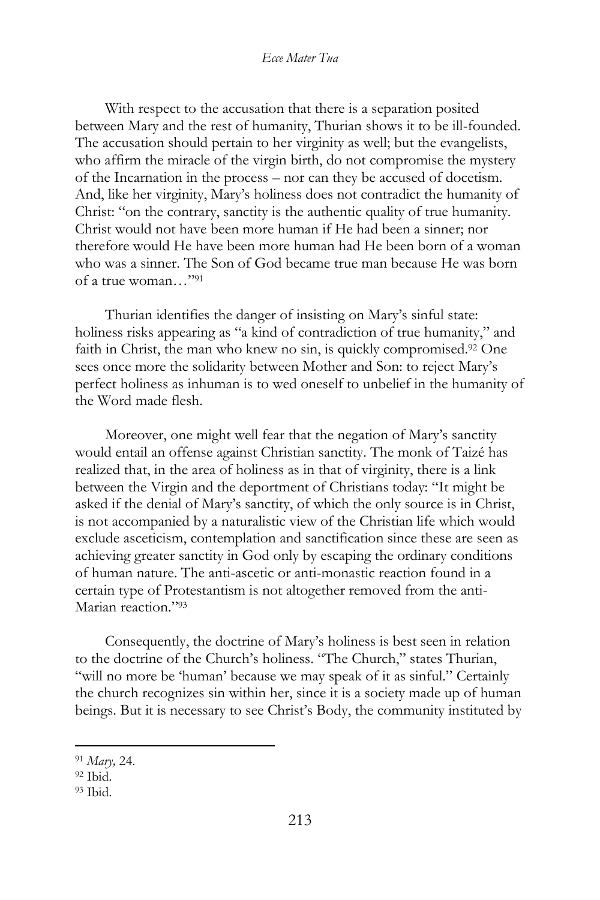With respect to the accusation that there is a separation posited between Mary and the rest of humanity, Thurian shows it to be ill-founded. The accusation should pertain to her virginity as well; but the evangelists, who affirm the miracle of the virgin birth, do not compromise the mystery of the Incarnation in the process – nor can they be accused of docetism. And, like her virginity, Mary's holiness does not contradict the humanity of Christ: "on the contrary, sanctity is the authentic quality of true humanity. Christ would not have been more human if He had been a sinner; nor therefore would He have been more human had He been born of a woman who was a sinner. The Son of God became true man because He was born of a true woman…"[91]

Thurian identifies the danger of insisting on Mary's sinful state: holiness risks appearing as "a kind of contradiction of true humanity," and faith in Christ, the man who knew no sin, is quickly compromised.[92] One sees once more the solidarity between Mother and Son: to reject Mary's perfect holiness as inhuman is to wed oneself to unbelief in the humanity of the Word made flesh.

Moreover, one might well fear that the negation of Mary's sanctity would entail an offense against Christian sanctity. The monk of Taizé has realized that, in the area of holiness as in that of virginity, there is a link between the Virgin and the deportment of Christians today: "It might be asked if the denial of Mary's sanctity, of which the only source is in Christ, is not accompanied by a naturalistic view of the Christian life which would exclude asceticism, contemplation and sanctification since these are seen as achieving greater sanctity in God only by escaping the ordinary conditions of human nature. The anti-ascetic or anti-monastic reaction found in a certain type of Protestantism is not altogether removed from the anti-Marian reaction."[93]

Consequently, the doctrine of Mary's holiness is best seen in relation to the doctrine of the Church's holiness. "The Church," states Thurian, "will no more be 'human' because we may speak of it as sinful." Certainly the church recognizes sin within her, since it is a society made up of human beings. But it is necessary to see Christ's Body, the community instituted by

[91] *Mary,* 24.

[92] Ibid.

[93] Ibid.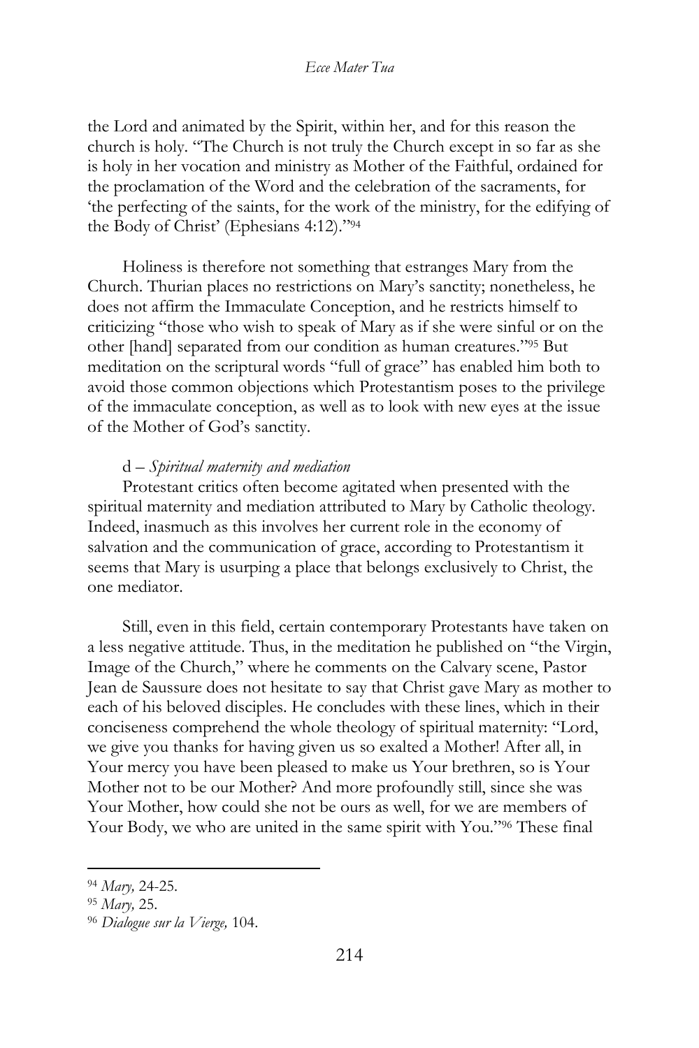the Lord and animated by the Spirit, within her, and for this reason the church is holy. "The Church is not truly the Church except in so far as she is holy in her vocation and ministry as Mother of the Faithful, ordained for the proclamation of the Word and the celebration of the sacraments, for 'the perfecting of the saints, for the work of the ministry, for the edifying of the Body of Christ' (Ephesians 4:12)."[94]

Holiness is therefore not something that estranges Mary from the Church. Thurian places no restrictions on Mary's sanctity; nonetheless, he does not affirm the Immaculate Conception, and he restricts himself to criticizing "those who wish to speak of Mary as if she were sinful or on the other [hand] separated from our condition as human creatures."[95] But meditation on the scriptural words "full of grace" has enabled him both to avoid those common objections which Protestantism poses to the privilege of the immaculate conception, as well as to look with new eyes at the issue of the Mother of God's sanctity.

d – *Spiritual maternity and mediation*

Protestant critics often become agitated when presented with the spiritual maternity and mediation attributed to Mary by Catholic theology. Indeed, inasmuch as this involves her current role in the economy of salvation and the communication of grace, according to Protestantism it seems that Mary is usurping a place that belongs exclusively to Christ, the one mediator.

Still, even in this field, certain contemporary Protestants have taken on a less negative attitude. Thus, in the meditation he published on "the Virgin, Image of the Church," where he comments on the Calvary scene, Pastor Jean de Saussure does not hesitate to say that Christ gave Mary as mother to each of his beloved disciples. He concludes with these lines, which in their conciseness comprehend the whole theology of spiritual maternity: "Lord, we give you thanks for having given us so exalted a Mother! After all, in Your mercy you have been pleased to make us Your brethren, so is Your Mother not to be our Mother? And more profoundly still, since she was Your Mother, how could she not be ours as well, for we are members of Your Body, we who are united in the same spirit with You."[96] These final

---

[94] *Mary,* 24-25.

[95] *Mary,* 25.

[96] *Dialogue sur la Vierge,* 104.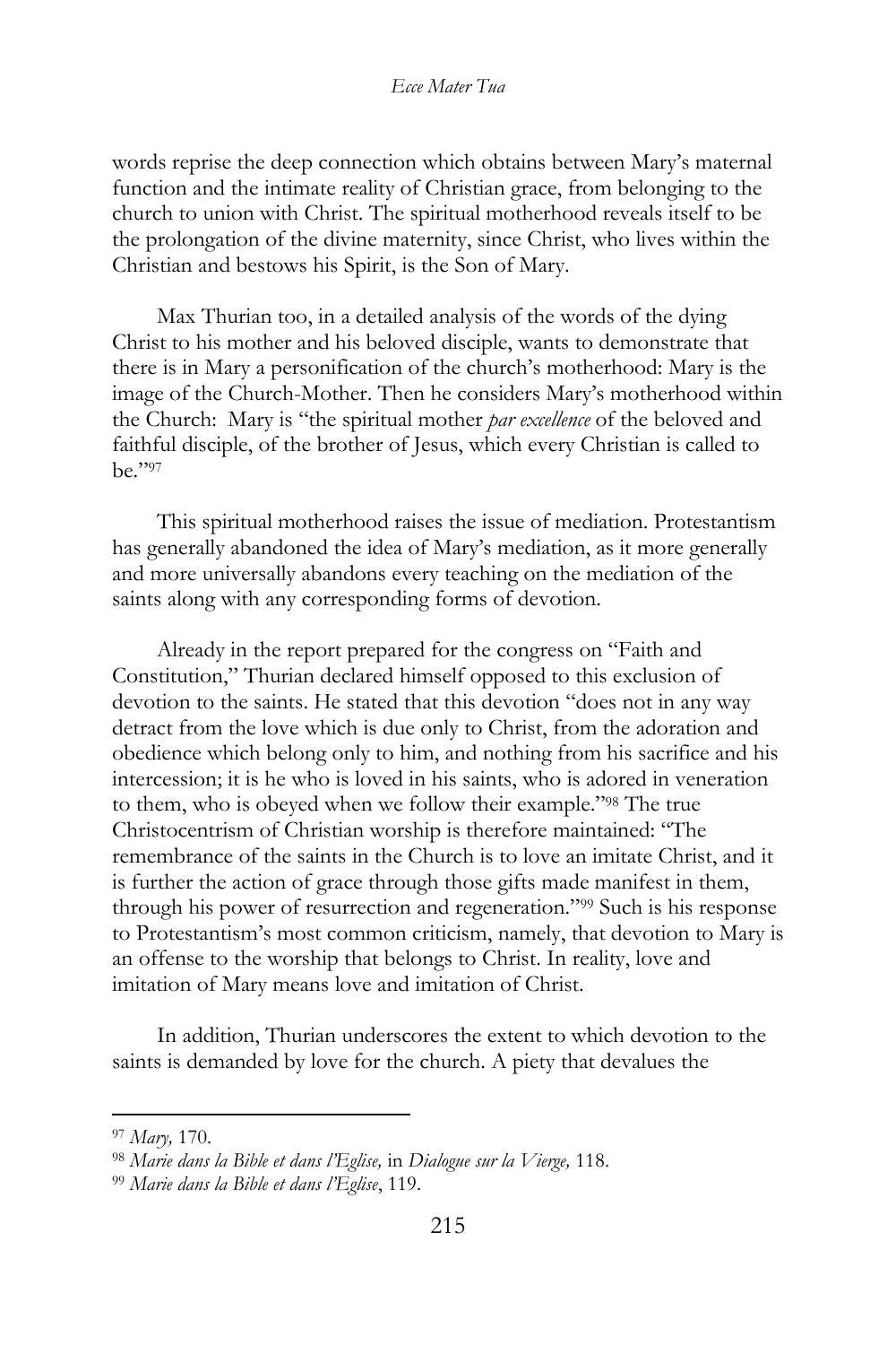words reprise the deep connection which obtains between Mary's maternal function and the intimate reality of Christian grace, from belonging to the church to union with Christ. The spiritual motherhood reveals itself to be the prolongation of the divine maternity, since Christ, who lives within the Christian and bestows his Spirit, is the Son of Mary.

Max Thurian too, in a detailed analysis of the words of the dying Christ to his mother and his beloved disciple, wants to demonstrate that there is in Mary a personification of the church's motherhood: Mary is the image of the Church-Mother. Then he considers Mary's motherhood within the Church: Mary is "the spiritual mother *par excellence* of the beloved and faithful disciple, of the brother of Jesus, which every Christian is called to be."[97]

This spiritual motherhood raises the issue of mediation. Protestantism has generally abandoned the idea of Mary's mediation, as it more generally and more universally abandons every teaching on the mediation of the saints along with any corresponding forms of devotion.

Already in the report prepared for the congress on "Faith and Constitution," Thurian declared himself opposed to this exclusion of devotion to the saints. He stated that this devotion "does not in any way detract from the love which is due only to Christ, from the adoration and obedience which belong only to him, and nothing from his sacrifice and his intercession; it is he who is loved in his saints, who is adored in veneration to them, who is obeyed when we follow their example."[98] The true Christocentrism of Christian worship is therefore maintained: "The remembrance of the saints in the Church is to love an imitate Christ, and it is further the action of grace through those gifts made manifest in them, through his power of resurrection and regeneration."[99] Such is his response to Protestantism's most common criticism, namely, that devotion to Mary is an offense to the worship that belongs to Christ. In reality, love and imitation of Mary means love and imitation of Christ.

In addition, Thurian underscores the extent to which devotion to the saints is demanded by love for the church. A piety that devalues the

---

[97] *Mary,* 170.

[98] *Marie dans la Bible et dans l'Eglise,* in *Dialogue sur la Vierge,* 118.

[99] *Marie dans la Bible et dans l'Eglise*, 119.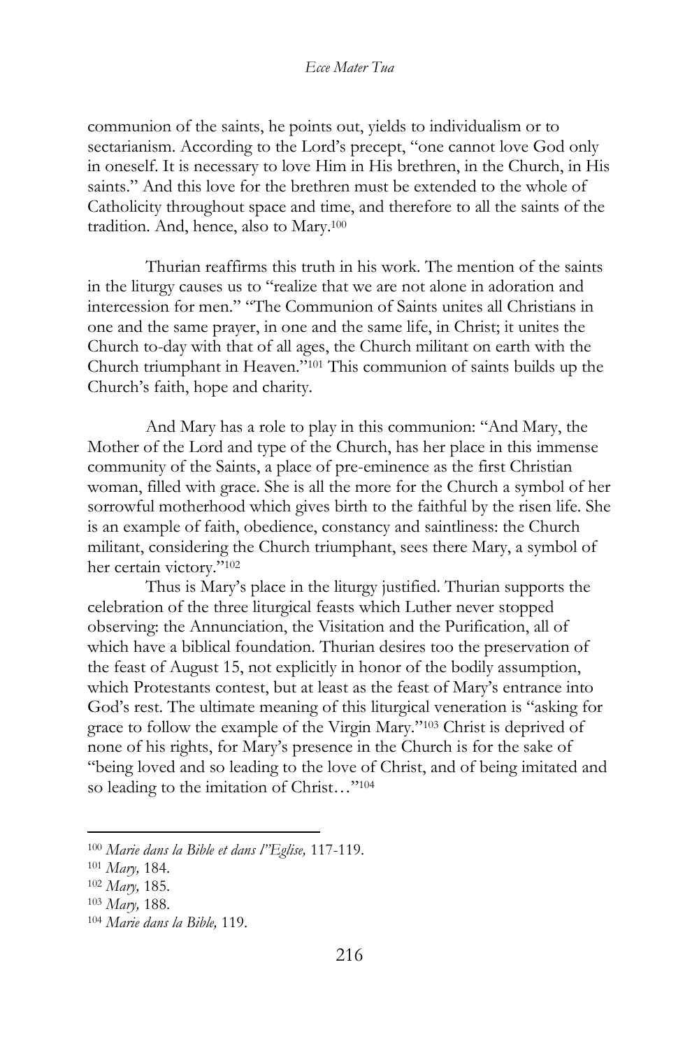communion of the saints, he points out, yields to individualism or to sectarianism. According to the Lord's precept, "one cannot love God only in oneself. It is necessary to love Him in His brethren, in the Church, in His saints." And this love for the brethren must be extended to the whole of Catholicity throughout space and time, and therefore to all the saints of the tradition. And, hence, also to Mary.[100]

Thurian reaffirms this truth in his work. The mention of the saints in the liturgy causes us to "realize that we are not alone in adoration and intercession for men." "The Communion of Saints unites all Christians in one and the same prayer, in one and the same life, in Christ; it unites the Church to-day with that of all ages, the Church militant on earth with the Church triumphant in Heaven."[101] This communion of saints builds up the Church's faith, hope and charity.

And Mary has a role to play in this communion: "And Mary, the Mother of the Lord and type of the Church, has her place in this immense community of the Saints, a place of pre-eminence as the first Christian woman, filled with grace. She is all the more for the Church a symbol of her sorrowful motherhood which gives birth to the faithful by the risen life. She is an example of faith, obedience, constancy and saintliness: the Church militant, considering the Church triumphant, sees there Mary, a symbol of her certain victory."[102]

Thus is Mary's place in the liturgy justified. Thurian supports the celebration of the three liturgical feasts which Luther never stopped observing: the Annunciation, the Visitation and the Purification, all of which have a biblical foundation. Thurian desires too the preservation of the feast of August 15, not explicitly in honor of the bodily assumption, which Protestants contest, but at least as the feast of Mary's entrance into God's rest. The ultimate meaning of this liturgical veneration is "asking for grace to follow the example of the Virgin Mary."[103] Christ is deprived of none of his rights, for Mary's presence in the Church is for the sake of "being loved and so leading to the love of Christ, and of being imitated and so leading to the imitation of Christ…"[104]

---

[100] *Marie dans la Bible et dans l'Eglise,* 117-119.

[101] *Mary,* 184.

[102] *Mary,* 185.

[103] *Mary,* 188.

[104] *Marie dans la Bible,* 119.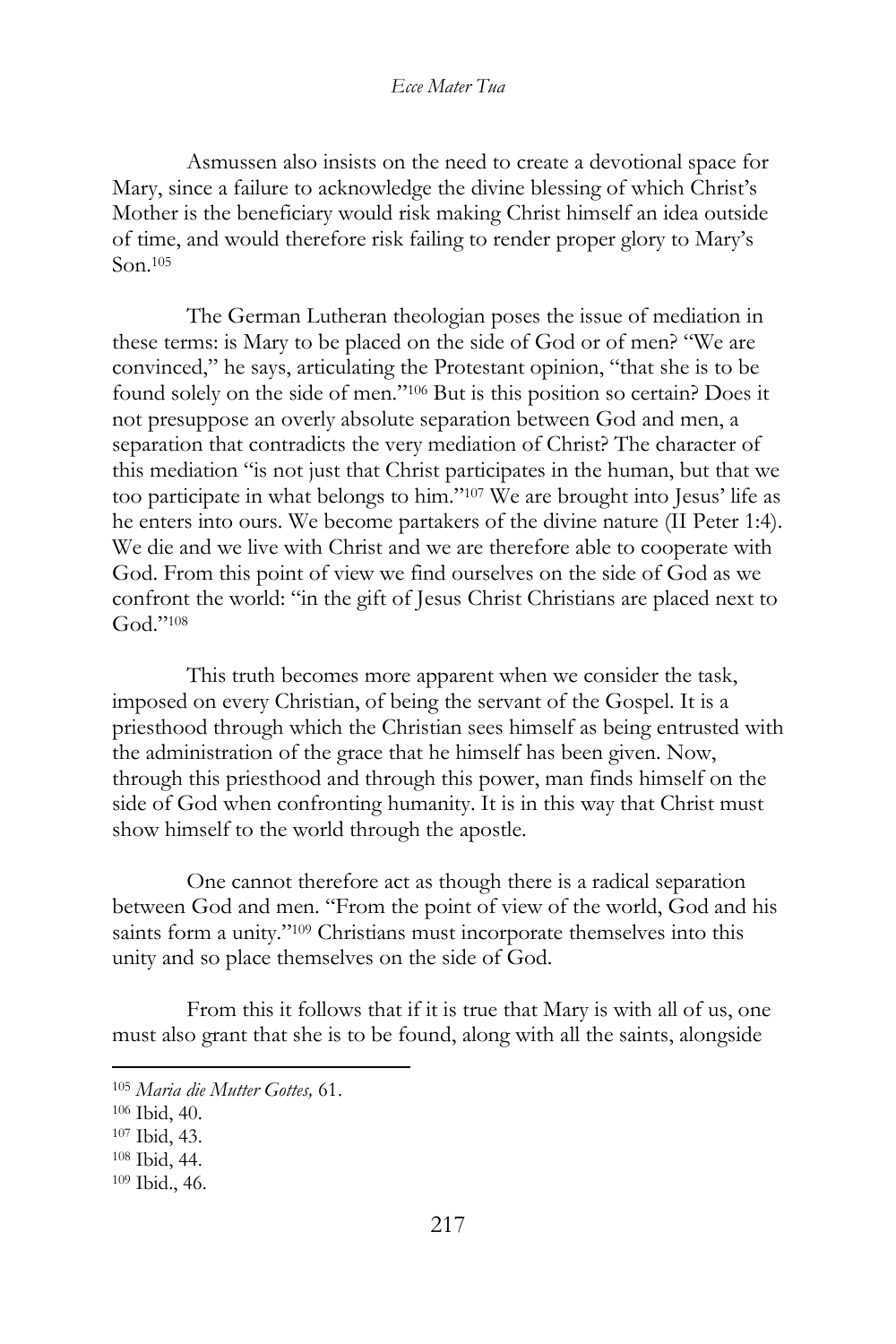Asmussen also insists on the need to create a devotional space for Mary, since a failure to acknowledge the divine blessing of which Christ's Mother is the beneficiary would risk making Christ himself an idea outside of time, and would therefore risk failing to render proper glory to Mary's Son.[105]

The German Lutheran theologian poses the issue of mediation in these terms: is Mary to be placed on the side of God or of men? "We are convinced," he says, articulating the Protestant opinion, "that she is to be found solely on the side of men."[106] But is this position so certain? Does it not presuppose an overly absolute separation between God and men, a separation that contradicts the very mediation of Christ? The character of this mediation "is not just that Christ participates in the human, but that we too participate in what belongs to him."[107] We are brought into Jesus' life as he enters into ours. We become partakers of the divine nature (II Peter 1:4). We die and we live with Christ and we are therefore able to cooperate with God. From this point of view we find ourselves on the side of God as we confront the world: "in the gift of Jesus Christ Christians are placed next to God."[108]

This truth becomes more apparent when we consider the task, imposed on every Christian, of being the servant of the Gospel. It is a priesthood through which the Christian sees himself as being entrusted with the administration of the grace that he himself has been given. Now, through this priesthood and through this power, man finds himself on the side of God when confronting humanity. It is in this way that Christ must show himself to the world through the apostle.

One cannot therefore act as though there is a radical separation between God and men. "From the point of view of the world, God and his saints form a unity."[109] Christians must incorporate themselves into this unity and so place themselves on the side of God.

From this it follows that if it is true that Mary is with all of us, one must also grant that she is to be found, along with all the saints, alongside

---

[105] *Maria die Mutter Gottes,* 61.

[106] Ibid, 40.

[107] Ibid, 43.

[108] Ibid, 44.

[109] Ibid., 46.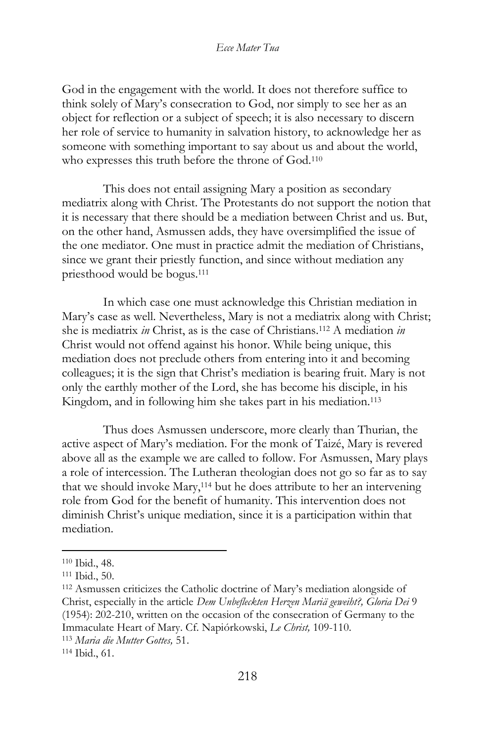God in the engagement with the world. It does not therefore suffice to think solely of Mary's consecration to God, nor simply to see her as an object for reflection or a subject of speech; it is also necessary to discern her role of service to humanity in salvation history, to acknowledge her as someone with something important to say about us and about the world, who expresses this truth before the throne of God.[110]

This does not entail assigning Mary a position as secondary mediatrix along with Christ. The Protestants do not support the notion that it is necessary that there should be a mediation between Christ and us. But, on the other hand, Asmussen adds, they have oversimplified the issue of the one mediator. One must in practice admit the mediation of Christians, since we grant their priestly function, and since without mediation any priesthood would be bogus.[111]

In which case one must acknowledge this Christian mediation in Mary's case as well. Nevertheless, Mary is not a mediatrix along with Christ; she is mediatrix *in* Christ, as is the case of Christians.[112] A mediation *in* Christ would not offend against his honor. While being unique, this mediation does not preclude others from entering into it and becoming colleagues; it is the sign that Christ's mediation is bearing fruit. Mary is not only the earthly mother of the Lord, she has become his disciple, in his Kingdom, and in following him she takes part in his mediation.[113]

Thus does Asmussen underscore, more clearly than Thurian, the active aspect of Mary's mediation. For the monk of Taizé, Mary is revered above all as the example we are called to follow. For Asmussen, Mary plays a role of intercession. The Lutheran theologian does not go so far as to say that we should invoke Mary,[114] but he does attribute to her an intervening role from God for the benefit of humanity. This intervention does not diminish Christ's unique mediation, since it is a participation within that mediation.

---

[110] Ibid., 48.

[111] Ibid., 50.

[112] Asmussen criticizes the Catholic doctrine of Mary's mediation alongside of Christ, especially in the article *Dem Unbefleckten Herzen Mariä geweiht?, Gloria Dei* 9 (1954): 202-210, written on the occasion of the consecration of Germany to the Immaculate Heart of Mary. Cf. Napiórkowski, *Le Christ,* 109-110.

[113] *Maria die Mutter Gottes,* 51.

[114] Ibid., 61.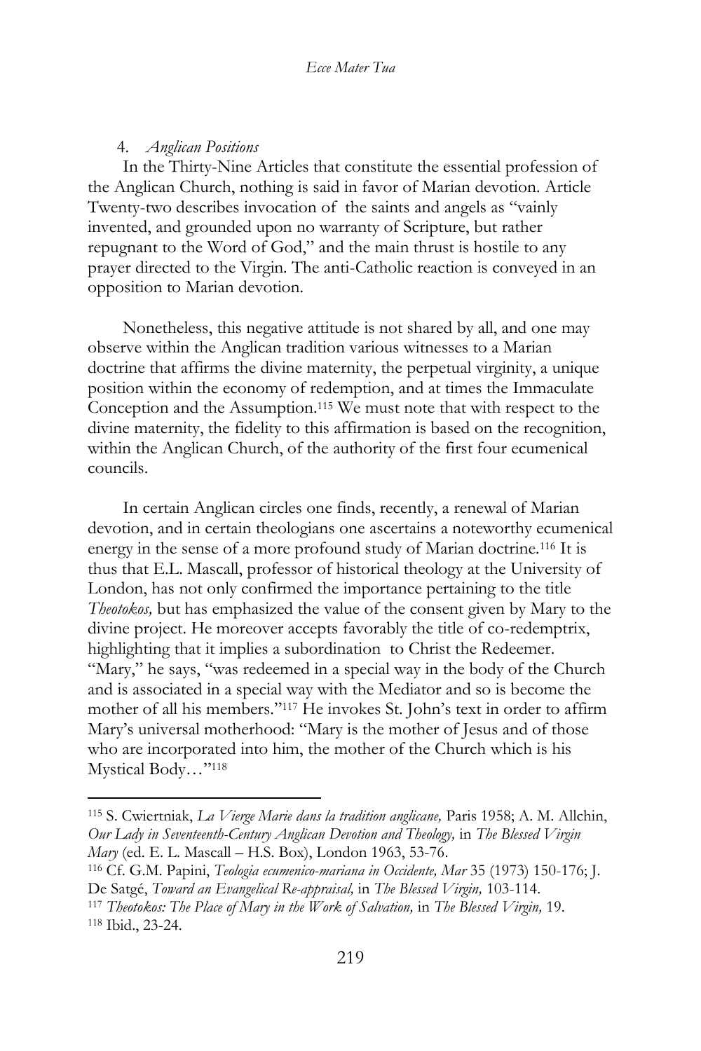## 4. *Anglican Positions*

In the Thirty-Nine Articles that constitute the essential profession of the Anglican Church, nothing is said in favor of Marian devotion. Article Twenty-two describes invocation of the saints and angels as "vainly invented, and grounded upon no warranty of Scripture, but rather repugnant to the Word of God," and the main thrust is hostile to any prayer directed to the Virgin. The anti-Catholic reaction is conveyed in an opposition to Marian devotion.

Nonetheless, this negative attitude is not shared by all, and one may observe within the Anglican tradition various witnesses to a Marian doctrine that affirms the divine maternity, the perpetual virginity, a unique position within the economy of redemption, and at times the Immaculate Conception and the Assumption.[115] We must note that with respect to the divine maternity, the fidelity to this affirmation is based on the recognition, within the Anglican Church, of the authority of the first four ecumenical councils.

In certain Anglican circles one finds, recently, a renewal of Marian devotion, and in certain theologians one ascertains a noteworthy ecumenical energy in the sense of a more profound study of Marian doctrine.[116] It is thus that E.L. Mascall, professor of historical theology at the University of London, has not only confirmed the importance pertaining to the title *Theotokos,* but has emphasized the value of the consent given by Mary to the divine project. He moreover accepts favorably the title of co-redemptrix, highlighting that it implies a subordination to Christ the Redeemer. "Mary," he says, "was redeemed in a special way in the body of the Church and is associated in a special way with the Mediator and so is become the mother of all his members."[117] He invokes St. John's text in order to affirm Mary's universal motherhood: "Mary is the mother of Jesus and of those who are incorporated into him, the mother of the Church which is his Mystical Body…"[118]

---

[115] S. Cwiertniak, *La Vierge Marie dans la tradition anglicane,* Paris 1958; A. M. Allchin, *Our Lady in Seventeenth-Century Anglican Devotion and Theology,* in *The Blessed Virgin Mary* (ed. E. L. Mascall – H.S. Box), London 1963, 53-76.

[116] Cf. G.M. Papini, *Teologia ecumenico-mariana in Occidente, Mar* 35 (1973) 150-176; J. De Satgé, *Toward an Evangelical Re-appraisal,* in *The Blessed Virgin,* 103-114.

[117] *Theotokos: The Place of Mary in the Work of Salvation,* in *The Blessed Virgin,* 19.

[118] Ibid., 23-24.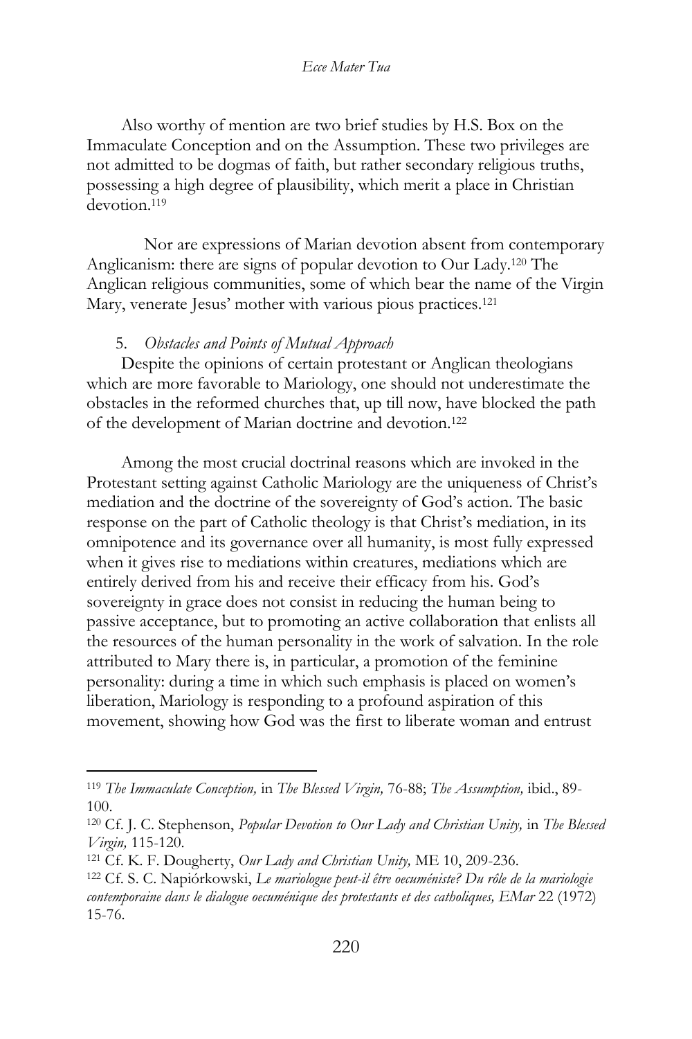Also worthy of mention are two brief studies by H.S. Box on the Immaculate Conception and on the Assumption. These two privileges are not admitted to be dogmas of faith, but rather secondary religious truths, possessing a high degree of plausibility, which merit a place in Christian devotion.[119]

Nor are expressions of Marian devotion absent from contemporary Anglicanism: there are signs of popular devotion to Our Lady.[120] The Anglican religious communities, some of which bear the name of the Virgin Mary, venerate Jesus' mother with various pious practices.[121]

5. *Obstacles and Points of Mutual Approach*

Despite the opinions of certain protestant or Anglican theologians which are more favorable to Mariology, one should not underestimate the obstacles in the reformed churches that, up till now, have blocked the path of the development of Marian doctrine and devotion.[122]

Among the most crucial doctrinal reasons which are invoked in the Protestant setting against Catholic Mariology are the uniqueness of Christ's mediation and the doctrine of the sovereignty of God's action. The basic response on the part of Catholic theology is that Christ's mediation, in its omnipotence and its governance over all humanity, is most fully expressed when it gives rise to mediations within creatures, mediations which are entirely derived from his and receive their efficacy from his. God's sovereignty in grace does not consist in reducing the human being to passive acceptance, but to promoting an active collaboration that enlists all the resources of the human personality in the work of salvation. In the role attributed to Mary there is, in particular, a promotion of the feminine personality: during a time in which such emphasis is placed on women's liberation, Mariology is responding to a profound aspiration of this movement, showing how God was the first to liberate woman and entrust

---

[119] *The Immaculate Conception,* in *The Blessed Virgin,* 76-88; *The Assumption,* ibid., 89-100.

[120] Cf. J. C. Stephenson, *Popular Devotion to Our Lady and Christian Unity,* in *The Blessed Virgin,* 115-120.

[121] Cf. K. F. Dougherty, *Our Lady and Christian Unity,* ME 10, 209-236.

[122] Cf. S. C. Napiórkowski, *Le mariologue peut-il être oecuméniste? Du rôle de la mariologie contemporaine dans le dialogue oecuménique des protestants et des catholiques, EMar* 22 (1972) 15-76.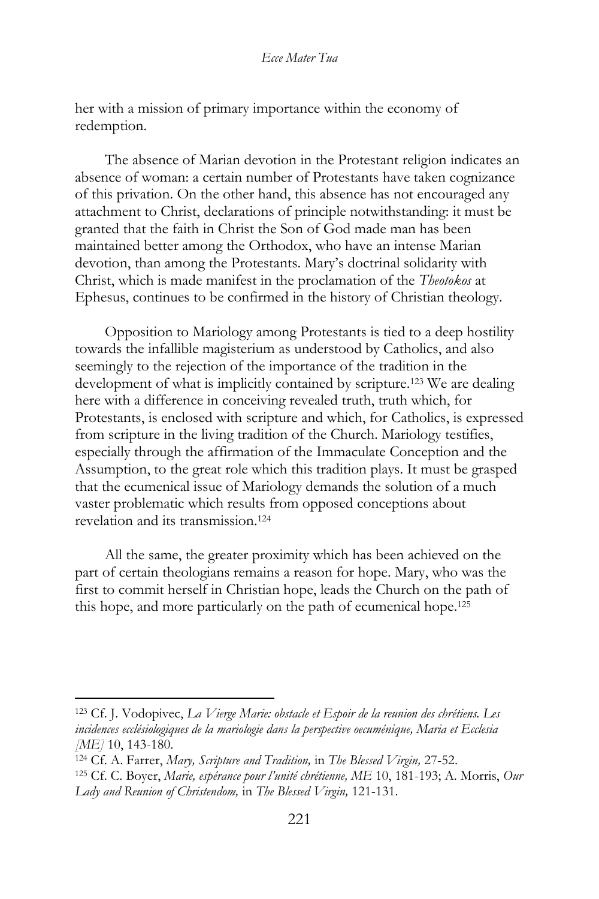her with a mission of primary importance within the economy of redemption.

The absence of Marian devotion in the Protestant religion indicates an absence of woman: a certain number of Protestants have taken cognizance of this privation. On the other hand, this absence has not encouraged any attachment to Christ, declarations of principle notwithstanding: it must be granted that the faith in Christ the Son of God made man has been maintained better among the Orthodox, who have an intense Marian devotion, than among the Protestants. Mary's doctrinal solidarity with Christ, which is made manifest in the proclamation of the *Theotokos* at Ephesus, continues to be confirmed in the history of Christian theology.

Opposition to Mariology among Protestants is tied to a deep hostility towards the infallible magisterium as understood by Catholics, and also seemingly to the rejection of the importance of the tradition in the development of what is implicitly contained by scripture.[123] We are dealing here with a difference in conceiving revealed truth, truth which, for Protestants, is enclosed with scripture and which, for Catholics, is expressed from scripture in the living tradition of the Church. Mariology testifies, especially through the affirmation of the Immaculate Conception and the Assumption, to the great role which this tradition plays. It must be grasped that the ecumenical issue of Mariology demands the solution of a much vaster problematic which results from opposed conceptions about revelation and its transmission.[124]

All the same, the greater proximity which has been achieved on the part of certain theologians remains a reason for hope. Mary, who was the first to commit herself in Christian hope, leads the Church on the path of this hope, and more particularly on the path of ecumenical hope.[125]

---

[123] Cf. J. Vodopivec, *La Vierge Marie: obstacle et Espoir de la reunion des chrétiens. Les incidences ecclésiologiques de la mariologie dans la perspective oecuménique, Maria et Ecclesia [ME]* 10, 143-180.

[124] Cf. A. Farrer, *Mary, Scripture and Tradition,* in *The Blessed Virgin,* 27-52.

[125] Cf. C. Boyer, *Marie, espérance pour l'unité chrétienne, ME* 10, 181-193; A. Morris, *Our Lady and Reunion of Christendom,* in *The Blessed Virgin,* 121-131.